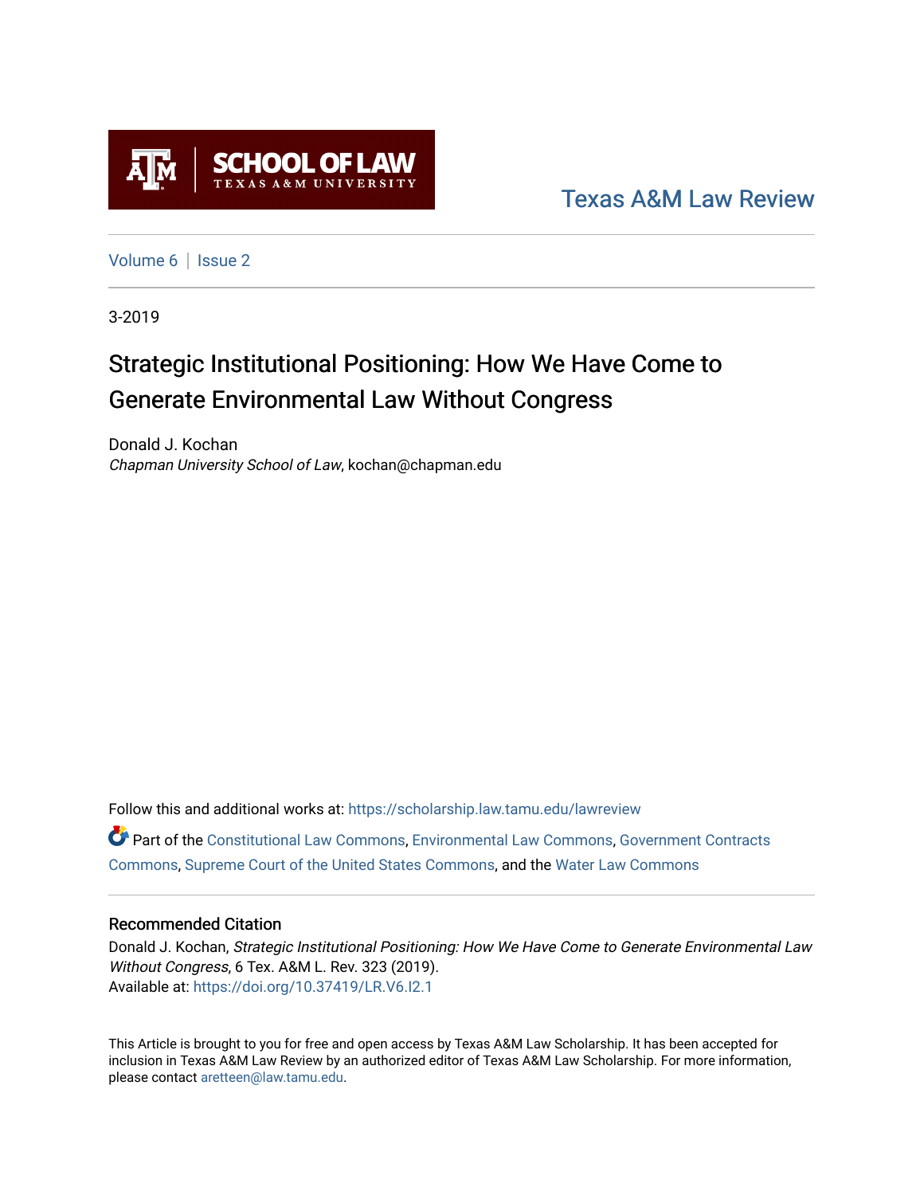Texas A&M Law Review

Volume 6 | Issue 2

3-2019

# Strategic Institutional Positioning: How We Have Come to Generate Environmental Law Without Congress

Donald J. Kochan
*Chapman University School of Law*, kochan@chapman.edu

Follow this and additional works at: https://scholarship.law.tamu.edu/lawreview

Part of the Constitutional Law Commons, Environmental Law Commons, Government Contracts Commons, Supreme Court of the United States Commons, and the Water Law Commons

## Recommended Citation

Donald J. Kochan, *Strategic Institutional Positioning: How We Have Come to Generate Environmental Law Without Congress*, 6 Tex. A&M L. Rev. 323 (2019).
Available at: https://doi.org/10.37419/LR.V6.I2.1

This Article is brought to you for free and open access by Texas A&M Law Scholarship. It has been accepted for inclusion in Texas A&M Law Review by an authorized editor of Texas A&M Law Scholarship. For more information, please contact aretteen@law.tamu.edu.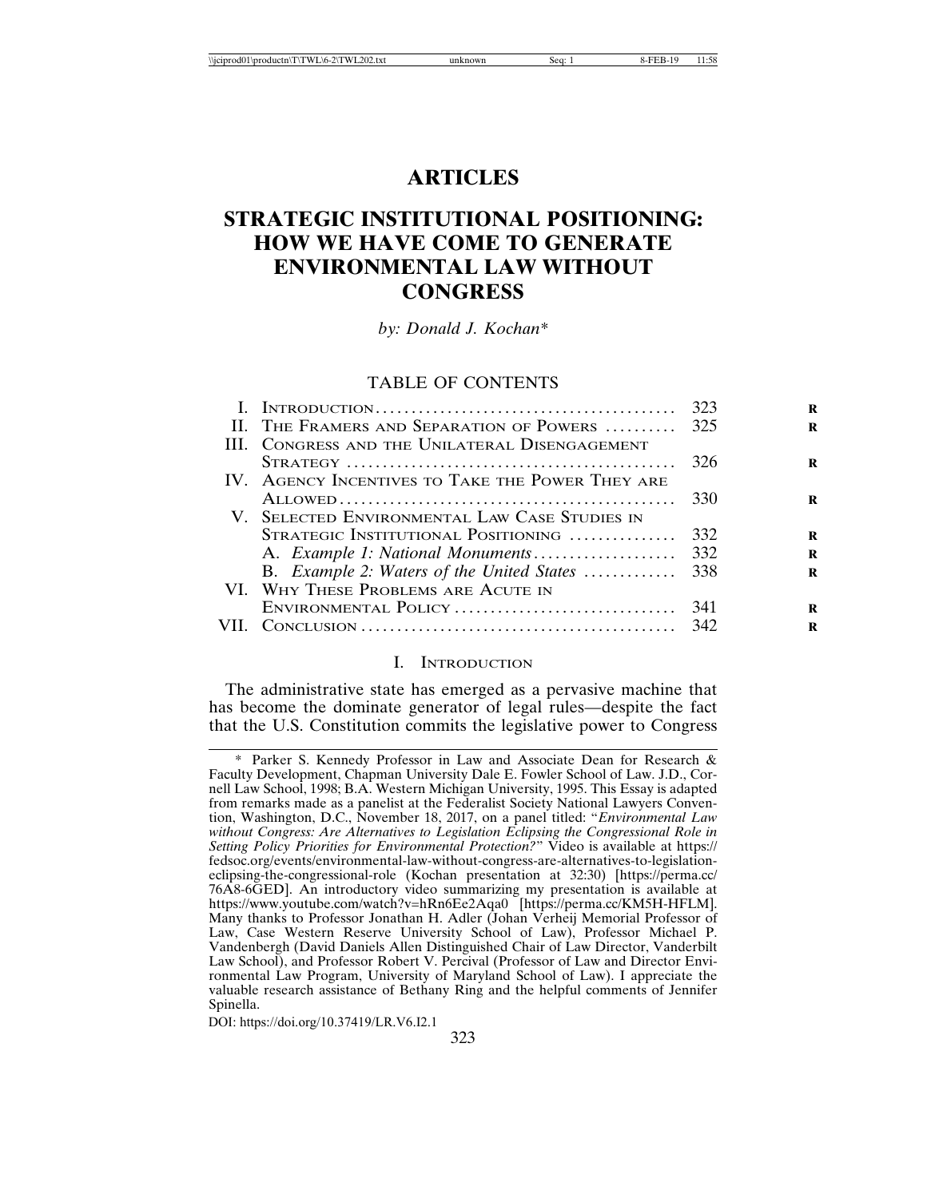# ARTICLES

# STRATEGIC INSTITUTIONAL POSITIONING: HOW WE HAVE COME TO GENERATE ENVIRONMENTAL LAW WITHOUT CONGRESS

*by: Donald J. Kochan\**

TABLE OF CONTENTS

| | | |
|---|---|---|
| I. | INTRODUCTION | 323 |
| II. | THE FRAMERS AND SEPARATION OF POWERS | 325 |
| III. | CONGRESS AND THE UNILATERAL DISENGAGEMENT STRATEGY | 326 |
| IV. | AGENCY INCENTIVES TO TAKE THE POWER THEY ARE ALLOWED | 330 |
| V. | SELECTED ENVIRONMENTAL LAW CASE STUDIES IN STRATEGIC INSTITUTIONAL POSITIONING | 332 |
| | A. *Example 1: National Monuments* | 332 |
| | B. *Example 2: Waters of the United States* | 338 |
| VI. | WHY THESE PROBLEMS ARE ACUTE IN ENVIRONMENTAL POLICY | 341 |
| VII. | CONCLUSION | 342 |

## I. INTRODUCTION

The administrative state has emerged as a pervasive machine that has become the dominate generator of legal rules—despite the fact that the U.S. Constitution commits the legislative power to Congress

\* Parker S. Kennedy Professor in Law and Associate Dean for Research & Faculty Development, Chapman University Dale E. Fowler School of Law. J.D., Cornell Law School, 1998; B.A. Western Michigan University, 1995. This Essay is adapted from remarks made as a panelist at the Federalist Society National Lawyers Convention, Washington, D.C., November 18, 2017, on a panel titled: "*Environmental Law without Congress: Are Alternatives to Legislation Eclipsing the Congressional Role in Setting Policy Priorities for Environmental Protection?*" Video is available at https://fedsoc.org/events/environmental-law-without-congress-are-alternatives-to-legislation-eclipsing-the-congressional-role (Kochan presentation at 32:30) [https://perma.cc/76A8-6GED]. An introductory video summarizing my presentation is available at https://www.youtube.com/watch?v=hRn6Ee2Aqa0 [https://perma.cc/KM5H-HFLM]. Many thanks to Professor Jonathan H. Adler (Johan Verheij Memorial Professor of Law, Case Western Reserve University School of Law), Professor Michael P. Vandenbergh (David Daniels Allen Distinguished Chair of Law Director, Vanderbilt Law School), and Professor Robert V. Percival (Professor of Law and Director Environmental Law Program, University of Maryland School of Law). I appreciate the valuable research assistance of Bethany Ring and the helpful comments of Jennifer Spinella.

DOI: https://doi.org/10.37419/LR.V6.I2.1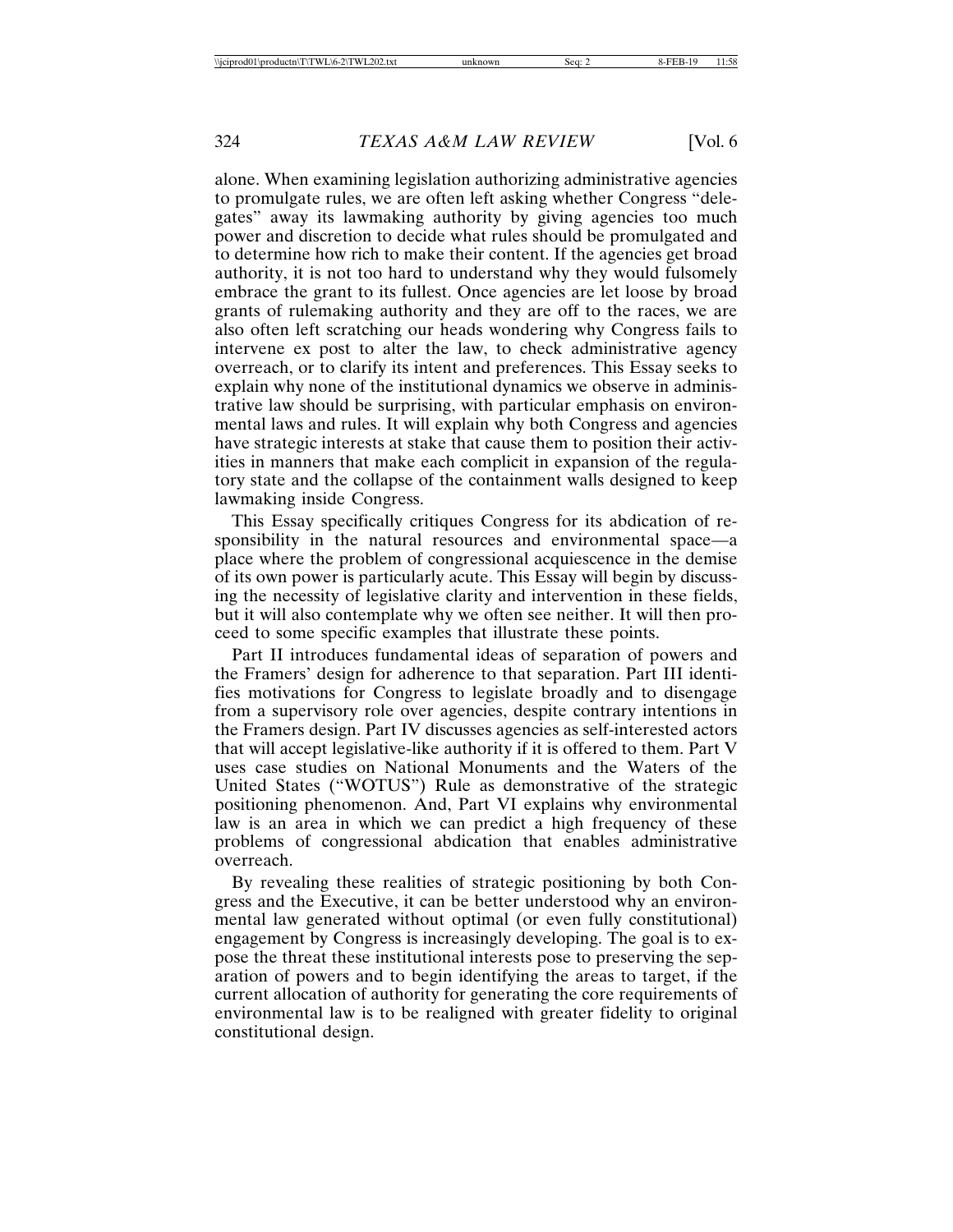alone. When examining legislation authorizing administrative agencies to promulgate rules, we are often left asking whether Congress "delegates" away its lawmaking authority by giving agencies too much power and discretion to decide what rules should be promulgated and to determine how rich to make their content. If the agencies get broad authority, it is not too hard to understand why they would fulsomely embrace the grant to its fullest. Once agencies are let loose by broad grants of rulemaking authority and they are off to the races, we are also often left scratching our heads wondering why Congress fails to intervene ex post to alter the law, to check administrative agency overreach, or to clarify its intent and preferences. This Essay seeks to explain why none of the institutional dynamics we observe in administrative law should be surprising, with particular emphasis on environmental laws and rules. It will explain why both Congress and agencies have strategic interests at stake that cause them to position their activities in manners that make each complicit in expansion of the regulatory state and the collapse of the containment walls designed to keep lawmaking inside Congress.

This Essay specifically critiques Congress for its abdication of responsibility in the natural resources and environmental space—a place where the problem of congressional acquiescence in the demise of its own power is particularly acute. This Essay will begin by discussing the necessity of legislative clarity and intervention in these fields, but it will also contemplate why we often see neither. It will then proceed to some specific examples that illustrate these points.

Part II introduces fundamental ideas of separation of powers and the Framers' design for adherence to that separation. Part III identifies motivations for Congress to legislate broadly and to disengage from a supervisory role over agencies, despite contrary intentions in the Framers design. Part IV discusses agencies as self-interested actors that will accept legislative-like authority if it is offered to them. Part V uses case studies on National Monuments and the Waters of the United States ("WOTUS") Rule as demonstrative of the strategic positioning phenomenon. And, Part VI explains why environmental law is an area in which we can predict a high frequency of these problems of congressional abdication that enables administrative overreach.

By revealing these realities of strategic positioning by both Congress and the Executive, it can be better understood why an environmental law generated without optimal (or even fully constitutional) engagement by Congress is increasingly developing. The goal is to expose the threat these institutional interests pose to preserving the separation of powers and to begin identifying the areas to target, if the current allocation of authority for generating the core requirements of environmental law is to be realigned with greater fidelity to original constitutional design.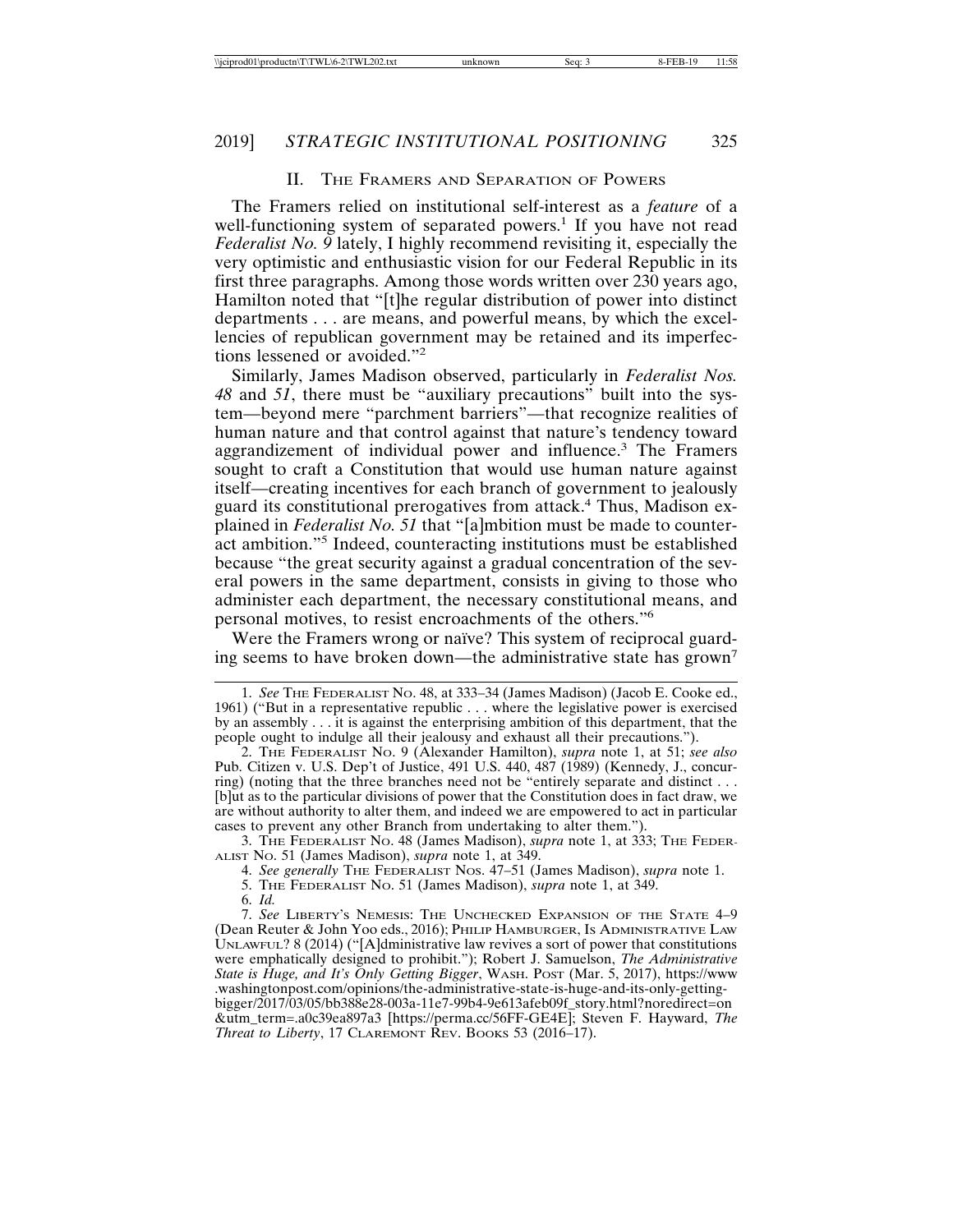## II. The Framers and Separation of Powers

The Framers relied on institutional self-interest as a *feature* of a well-functioning system of separated powers.[1] If you have not read *Federalist No. 9* lately, I highly recommend revisiting it, especially the very optimistic and enthusiastic vision for our Federal Republic in its first three paragraphs. Among those words written over 230 years ago, Hamilton noted that "[t]he regular distribution of power into distinct departments . . . are means, and powerful means, by which the excellencies of republican government may be retained and its imperfections lessened or avoided."[2]

Similarly, James Madison observed, particularly in *Federalist Nos. 48* and *51*, there must be "auxiliary precautions" built into the system—beyond mere "parchment barriers"—that recognize realities of human nature and that control against that nature's tendency toward aggrandizement of individual power and influence.[3] The Framers sought to craft a Constitution that would use human nature against itself—creating incentives for each branch of government to jealously guard its constitutional prerogatives from attack.[4] Thus, Madison explained in *Federalist No. 51* that "[a]mbition must be made to counteract ambition."[5] Indeed, counteracting institutions must be established because "the great security against a gradual concentration of the several powers in the same department, consists in giving to those who administer each department, the necessary constitutional means, and personal motives, to resist encroachments of the others."[6]

Were the Framers wrong or naïve? This system of reciprocal guarding seems to have broken down—the administrative state has grown[7]

---

1. *See* The Federalist No. 48, at 333–34 (James Madison) (Jacob E. Cooke ed., 1961) ("But in a representative republic . . . where the legislative power is exercised by an assembly . . . it is against the enterprising ambition of this department, that the people ought to indulge all their jealousy and exhaust all their precautions.").

2. The Federalist No. 9 (Alexander Hamilton), *supra* note 1, at 51; *see also* Pub. Citizen v. U.S. Dep't of Justice, 491 U.S. 440, 487 (1989) (Kennedy, J., concurring) (noting that the three branches need not be "entirely separate and distinct . . . [b]ut as to the particular divisions of power that the Constitution does in fact draw, we are without authority to alter them, and indeed we are empowered to act in particular cases to prevent any other Branch from undertaking to alter them.").

3. The Federalist No. 48 (James Madison), *supra* note 1, at 333; The Federalist No. 51 (James Madison), *supra* note 1, at 349.

4. *See generally* The Federalist Nos. 47–51 (James Madison), *supra* note 1.

5. The Federalist No. 51 (James Madison), *supra* note 1, at 349.

6. *Id.*

7. *See* Liberty's Nemesis: The Unchecked Expansion of the State 4–9 (Dean Reuter & John Yoo eds., 2016); Philip Hamburger, Is Administrative Law Unlawful? 8 (2014) ("[A]dministrative law revives a sort of power that constitutions were emphatically designed to prohibit."); Robert J. Samuelson, *The Administrative State is Huge, and It's Only Getting Bigger*, Wash. Post (Mar. 5, 2017), https://www.washingtonpost.com/opinions/the-administrative-state-is-huge-and-its-only-getting-bigger/2017/03/05/bb388e28-003a-11e7-99b4-9e613afeb09f_story.html?noredirect=on&utm_term=.a0c39ea897a3 [https://perma.cc/56FF-GE4E]; Steven F. Hayward, *The Threat to Liberty*, 17 Claremont Rev. Books 53 (2016–17).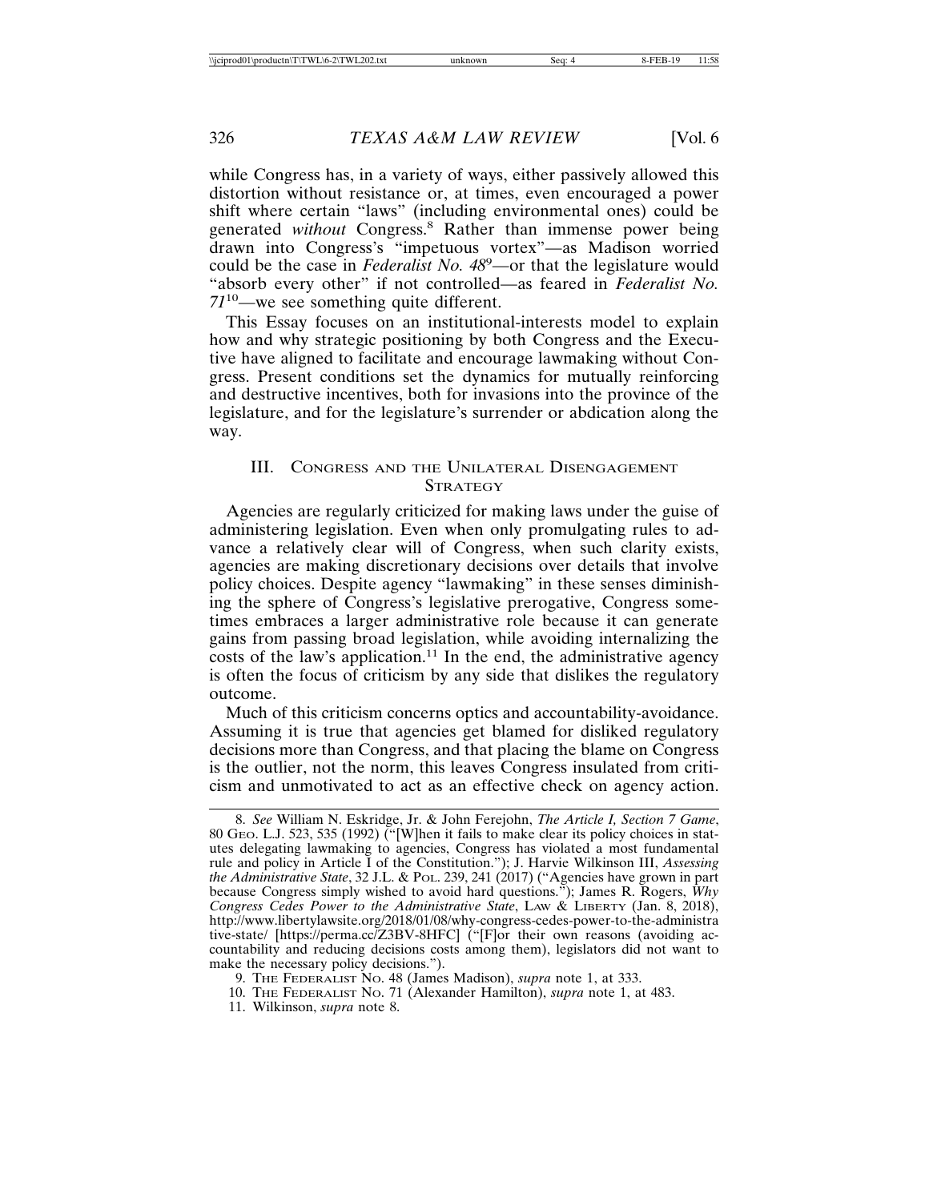while Congress has, in a variety of ways, either passively allowed this distortion without resistance or, at times, even encouraged a power shift where certain "laws" (including environmental ones) could be generated *without* Congress.[8] Rather than immense power being drawn into Congress's "impetuous vortex"—as Madison worried could be the case in *Federalist No. 48*[9]—or that the legislature would "absorb every other" if not controlled—as feared in *Federalist No. 71*[10]—we see something quite different.

This Essay focuses on an institutional-interests model to explain how and why strategic positioning by both Congress and the Executive have aligned to facilitate and encourage lawmaking without Congress. Present conditions set the dynamics for mutually reinforcing and destructive incentives, both for invasions into the province of the legislature, and for the legislature's surrender or abdication along the way.

## III. Congress and the Unilateral Disengagement Strategy

Agencies are regularly criticized for making laws under the guise of administering legislation. Even when only promulgating rules to advance a relatively clear will of Congress, when such clarity exists, agencies are making discretionary decisions over details that involve policy choices. Despite agency "lawmaking" in these senses diminishing the sphere of Congress's legislative prerogative, Congress sometimes embraces a larger administrative role because it can generate gains from passing broad legislation, while avoiding internalizing the costs of the law's application.[11] In the end, the administrative agency is often the focus of criticism by any side that dislikes the regulatory outcome.

Much of this criticism concerns optics and accountability-avoidance. Assuming it is true that agencies get blamed for disliked regulatory decisions more than Congress, and that placing the blame on Congress is the outlier, not the norm, this leaves Congress insulated from criticism and unmotivated to act as an effective check on agency action.

---

8. *See* William N. Eskridge, Jr. & John Ferejohn, *The Article I, Section 7 Game*, 80 Geo. L.J. 523, 535 (1992) ("[W]hen it fails to make clear its policy choices in statutes delegating lawmaking to agencies, Congress has violated a most fundamental rule and policy in Article I of the Constitution."); J. Harvie Wilkinson III, *Assessing the Administrative State*, 32 J.L. & Pol. 239, 241 (2017) ("Agencies have grown in part because Congress simply wished to avoid hard questions."); James R. Rogers, *Why Congress Cedes Power to the Administrative State*, Law & Liberty (Jan. 8, 2018), http://www.libertylawsite.org/2018/01/08/why-congress-cedes-power-to-the-administrative-state/ [https://perma.cc/Z3BV-8HFC] ("[F]or their own reasons (avoiding accountability and reducing decisions costs among them), legislators did not want to make the necessary policy decisions.").

9. The Federalist No. 48 (James Madison), *supra* note 1, at 333.

10. The Federalist No. 71 (Alexander Hamilton), *supra* note 1, at 483.

11. Wilkinson, *supra* note 8.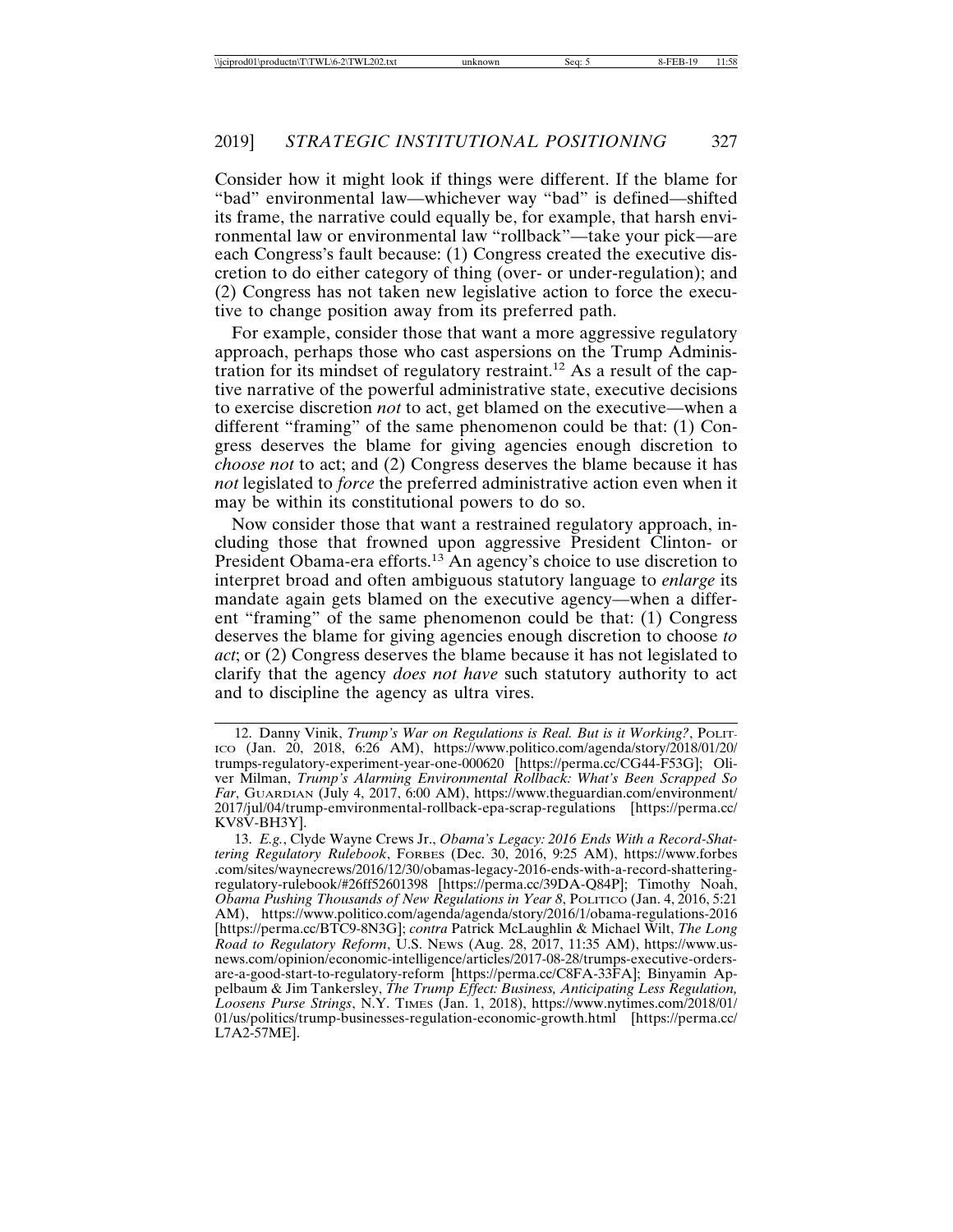Consider how it might look if things were different. If the blame for "bad" environmental law—whichever way "bad" is defined—shifted its frame, the narrative could equally be, for example, that harsh environmental law or environmental law "rollback"—take your pick—are each Congress's fault because: (1) Congress created the executive discretion to do either category of thing (over- or under-regulation); and (2) Congress has not taken new legislative action to force the executive to change position away from its preferred path.

For example, consider those that want a more aggressive regulatory approach, perhaps those who cast aspersions on the Trump Administration for its mindset of regulatory restraint.[12] As a result of the captive narrative of the powerful administrative state, executive decisions to exercise discretion *not* to act, get blamed on the executive—when a different "framing" of the same phenomenon could be that: (1) Congress deserves the blame for giving agencies enough discretion to *choose not* to act; and (2) Congress deserves the blame because it has *not* legislated to *force* the preferred administrative action even when it may be within its constitutional powers to do so.

Now consider those that want a restrained regulatory approach, including those that frowned upon aggressive President Clinton- or President Obama-era efforts.[13] An agency's choice to use discretion to interpret broad and often ambiguous statutory language to *enlarge* its mandate again gets blamed on the executive agency—when a different "framing" of the same phenomenon could be that: (1) Congress deserves the blame for giving agencies enough discretion to choose *to act*; or (2) Congress deserves the blame because it has not legislated to clarify that the agency *does not have* such statutory authority to act and to discipline the agency as ultra vires.

---

12. Danny Vinik, *Trump's War on Regulations is Real. But is it Working?*, POLITICO (Jan. 20, 2018, 6:26 AM), https://www.politico.com/agenda/story/2018/01/20/trumps-regulatory-experiment-year-one-000620 [https://perma.cc/CG44-F53G]; Oliver Milman, *Trump's Alarming Environmental Rollback: What's Been Scrapped So Far*, GUARDIAN (July 4, 2017, 6:00 AM), https://www.theguardian.com/environment/2017/jul/04/trump-emvironmental-rollback-epa-scrap-regulations [https://perma.cc/KV8V-BH3Y].

13. *E.g.*, Clyde Wayne Crews Jr., *Obama's Legacy: 2016 Ends With a Record-Shattering Regulatory Rulebook*, FORBES (Dec. 30, 2016, 9:25 AM), https://www.forbes.com/sites/waynecrews/2016/12/30/obamas-legacy-2016-ends-with-a-record-shattering-regulatory-rulebook/#26ff52601398 [https://perma.cc/39DA-Q84P]; Timothy Noah, *Obama Pushing Thousands of New Regulations in Year 8*, POLITICO (Jan. 4, 2016, 5:21 AM), https://www.politico.com/agenda/agenda/story/2016/1/obama-regulations-2016 [https://perma.cc/BTC9-8N3G]; *contra* Patrick McLaughlin & Michael Wilt, *The Long Road to Regulatory Reform*, U.S. NEWS (Aug. 28, 2017, 11:35 AM), https://www.usnews.com/opinion/economic-intelligence/articles/2017-08-28/trumps-executive-orders-are-a-good-start-to-regulatory-reform [https://perma.cc/C8FA-33FA]; Binyamin Appelbaum & Jim Tankersley, *The Trump Effect: Business, Anticipating Less Regulation, Loosens Purse Strings*, N.Y. TIMES (Jan. 1, 2018), https://www.nytimes.com/2018/01/01/us/politics/trump-businesses-regulation-economic-growth.html [https://perma.cc/L7A2-57ME].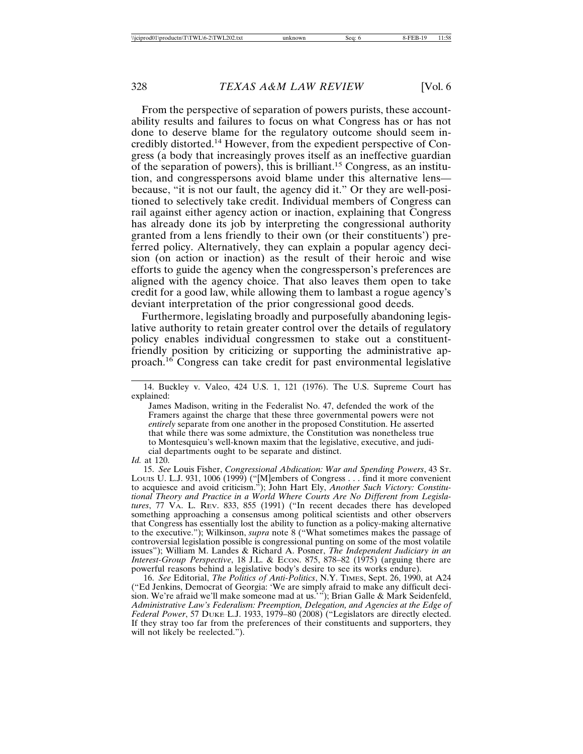From the perspective of separation of powers purists, these accountability results and failures to focus on what Congress has or has not done to deserve blame for the regulatory outcome should seem incredibly distorted.[14] However, from the expedient perspective of Congress (a body that increasingly proves itself as an ineffective guardian of the separation of powers), this is brilliant.[15] Congress, as an institution, and congresspersons avoid blame under this alternative lens—because, "it is not our fault, the agency did it." Or they are well-positioned to selectively take credit. Individual members of Congress can rail against either agency action or inaction, explaining that Congress has already done its job by interpreting the congressional authority granted from a lens friendly to their own (or their constituents') preferred policy. Alternatively, they can explain a popular agency decision (on action or inaction) as the result of their heroic and wise efforts to guide the agency when the congressperson's preferences are aligned with the agency choice. That also leaves them open to take credit for a good law, while allowing them to lambast a rogue agency's deviant interpretation of the prior congressional good deeds.

Furthermore, legislating broadly and purposefully abandoning legislative authority to retain greater control over the details of regulatory policy enables individual congressmen to stake out a constituent-friendly position by criticizing or supporting the administrative approach.[16] Congress can take credit for past environmental legislative

---

14. Buckley v. Valeo, 424 U.S. 1, 121 (1976). The U.S. Supreme Court has explained:

> James Madison, writing in the Federalist No. 47, defended the work of the Framers against the charge that these three governmental powers were not *entirely* separate from one another in the proposed Constitution. He asserted that while there was some admixture, the Constitution was nonetheless true to Montesquieu's well-known maxim that the legislative, executive, and judicial departments ought to be separate and distinct.

*Id.* at 120.

15. *See* Louis Fisher, *Congressional Abdication: War and Spending Powers*, 43 ST. LOUIS U. L.J. 931, 1006 (1999) ("[M]embers of Congress . . . find it more convenient to acquiesce and avoid criticism."); John Hart Ely, *Another Such Victory: Constitutional Theory and Practice in a World Where Courts Are No Different from Legislatures*, 77 VA. L. REV. 833, 855 (1991) ("In recent decades there has developed something approaching a consensus among political scientists and other observers that Congress has essentially lost the ability to function as a policy-making alternative to the executive."); Wilkinson, *supra* note 8 ("What sometimes makes the passage of controversial legislation possible is congressional punting on some of the most volatile issues"); William M. Landes & Richard A. Posner, *The Independent Judiciary in an Interest-Group Perspective*, 18 J.L. & ECON. 875, 878–82 (1975) (arguing there are powerful reasons behind a legislative body's desire to see its works endure).

16. *See* Editorial, *The Politics of Anti-Politics*, N.Y. TIMES, Sept. 26, 1990, at A24 ("Ed Jenkins, Democrat of Georgia: 'We are simply afraid to make any difficult decision. We're afraid we'll make someone mad at us.'"); Brian Galle & Mark Seidenfeld, *Administrative Law's Federalism: Preemption, Delegation, and Agencies at the Edge of Federal Power*, 57 DUKE L.J. 1933, 1979–80 (2008) ("Legislators are directly elected. If they stray too far from the preferences of their constituents and supporters, they will not likely be reelected.").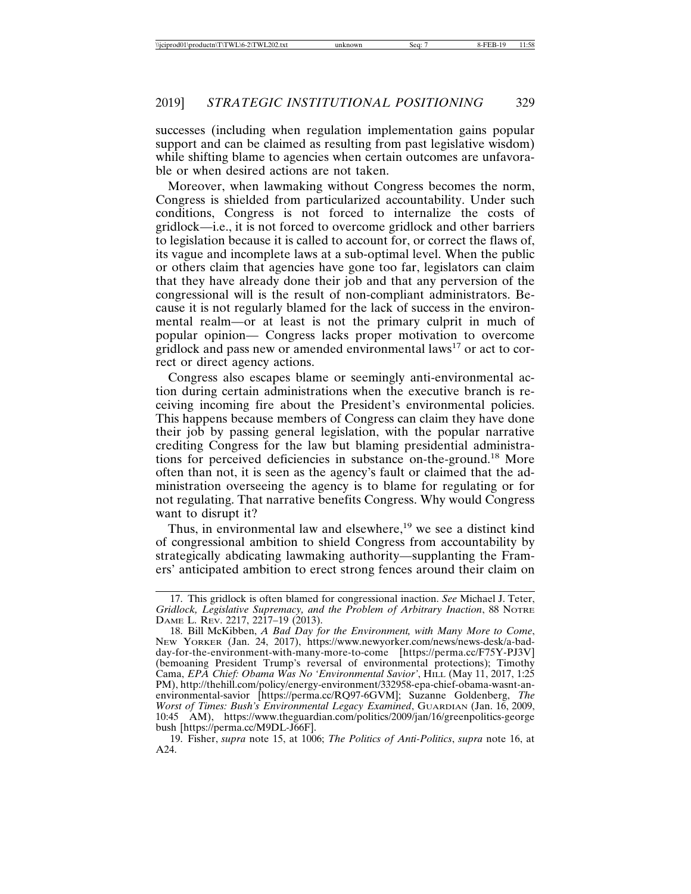successes (including when regulation implementation gains popular support and can be claimed as resulting from past legislative wisdom) while shifting blame to agencies when certain outcomes are unfavorable or when desired actions are not taken.

Moreover, when lawmaking without Congress becomes the norm, Congress is shielded from particularized accountability. Under such conditions, Congress is not forced to internalize the costs of gridlock—i.e., it is not forced to overcome gridlock and other barriers to legislation because it is called to account for, or correct the flaws of, its vague and incomplete laws at a sub-optimal level. When the public or others claim that agencies have gone too far, legislators can claim that they have already done their job and that any perversion of the congressional will is the result of non-compliant administrators. Because it is not regularly blamed for the lack of success in the environmental realm—or at least is not the primary culprit in much of popular opinion— Congress lacks proper motivation to overcome gridlock and pass new or amended environmental laws[17] or act to correct or direct agency actions.

Congress also escapes blame or seemingly anti-environmental action during certain administrations when the executive branch is receiving incoming fire about the President's environmental policies. This happens because members of Congress can claim they have done their job by passing general legislation, with the popular narrative crediting Congress for the law but blaming presidential administrations for perceived deficiencies in substance on-the-ground.[18] More often than not, it is seen as the agency's fault or claimed that the administration overseeing the agency is to blame for regulating or for not regulating. That narrative benefits Congress. Why would Congress want to disrupt it?

Thus, in environmental law and elsewhere,[19] we see a distinct kind of congressional ambition to shield Congress from accountability by strategically abdicating lawmaking authority—supplanting the Framers' anticipated ambition to erect strong fences around their claim on

---

17. This gridlock is often blamed for congressional inaction. *See* Michael J. Teter, *Gridlock, Legislative Supremacy, and the Problem of Arbitrary Inaction*, 88 NOTRE DAME L. REV. 2217, 2217–19 (2013).

18. Bill McKibben, *A Bad Day for the Environment, with Many More to Come*, NEW YORKER (Jan. 24, 2017), https://www.newyorker.com/news/news-desk/a-bad-day-for-the-environment-with-many-more-to-come [https://perma.cc/F75Y-PJ3V] (bemoaning President Trump's reversal of environmental protections); Timothy Cama, *EPA Chief: Obama Was No 'Environmental Savior'*, HILL (May 11, 2017, 1:25 PM), http://thehill.com/policy/energy-environment/332958-epa-chief-obama-wasnt-an-environmental-savior [https://perma.cc/RQ97-6GVM]; Suzanne Goldenberg, *The Worst of Times: Bush's Environmental Legacy Examined*, GUARDIAN (Jan. 16, 2009, 10:45 AM), https://www.theguardian.com/politics/2009/jan/16/greenpolitics-georgebush [https://perma.cc/M9DL-J66F].

19. Fisher, *supra* note 15, at 1006; *The Politics of Anti-Politics*, *supra* note 16, at A24.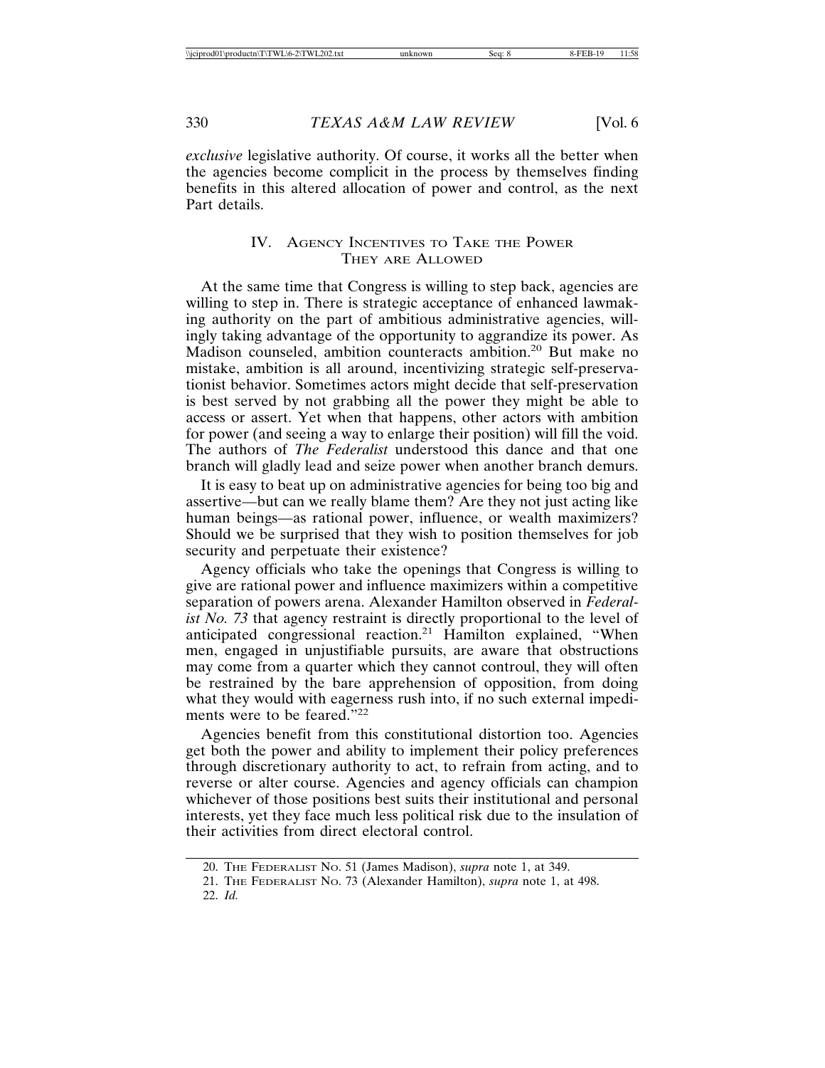*exclusive* legislative authority. Of course, it works all the better when the agencies become complicit in the process by themselves finding benefits in this altered allocation of power and control, as the next Part details.

## IV. Agency Incentives to Take the Power They are Allowed

At the same time that Congress is willing to step back, agencies are willing to step in. There is strategic acceptance of enhanced lawmaking authority on the part of ambitious administrative agencies, willingly taking advantage of the opportunity to aggrandize its power. As Madison counseled, ambition counteracts ambition.[20] But make no mistake, ambition is all around, incentivizing strategic self-preservationist behavior. Sometimes actors might decide that self-preservation is best served by not grabbing all the power they might be able to access or assert. Yet when that happens, other actors with ambition for power (and seeing a way to enlarge their position) will fill the void. The authors of *The Federalist* understood this dance and that one branch will gladly lead and seize power when another branch demurs.

It is easy to beat up on administrative agencies for being too big and assertive—but can we really blame them? Are they not just acting like human beings—as rational power, influence, or wealth maximizers? Should we be surprised that they wish to position themselves for job security and perpetuate their existence?

Agency officials who take the openings that Congress is willing to give are rational power and influence maximizers within a competitive separation of powers arena. Alexander Hamilton observed in *Federalist No. 73* that agency restraint is directly proportional to the level of anticipated congressional reaction.[21] Hamilton explained, "When men, engaged in unjustifiable pursuits, are aware that obstructions may come from a quarter which they cannot controul, they will often be restrained by the bare apprehension of opposition, from doing what they would with eagerness rush into, if no such external impediments were to be feared."[22]

Agencies benefit from this constitutional distortion too. Agencies get both the power and ability to implement their policy preferences through discretionary authority to act, to refrain from acting, and to reverse or alter course. Agencies and agency officials can champion whichever of those positions best suits their institutional and personal interests, yet they face much less political risk due to the insulation of their activities from direct electoral control.

20. The Federalist No. 51 (James Madison), *supra* note 1, at 349.

21. The Federalist No. 73 (Alexander Hamilton), *supra* note 1, at 498.

22. *Id.*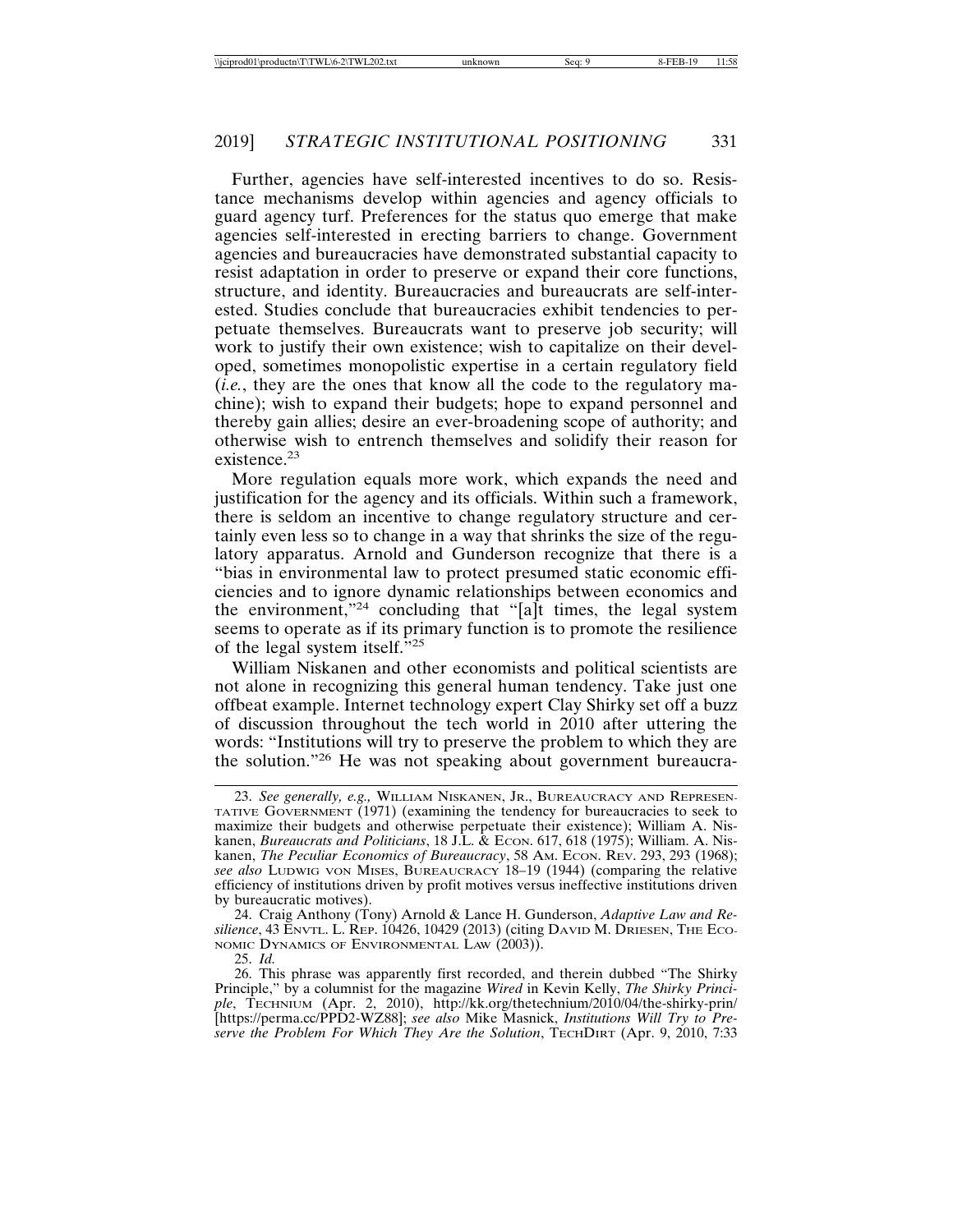Further, agencies have self-interested incentives to do so. Resistance mechanisms develop within agencies and agency officials to guard agency turf. Preferences for the status quo emerge that make agencies self-interested in erecting barriers to change. Government agencies and bureaucracies have demonstrated substantial capacity to resist adaptation in order to preserve or expand their core functions, structure, and identity. Bureaucracies and bureaucrats are self-interested. Studies conclude that bureaucracies exhibit tendencies to perpetuate themselves. Bureaucrats want to preserve job security; will work to justify their own existence; wish to capitalize on their developed, sometimes monopolistic expertise in a certain regulatory field (*i.e.*, they are the ones that know all the code to the regulatory machine); wish to expand their budgets; hope to expand personnel and thereby gain allies; desire an ever-broadening scope of authority; and otherwise wish to entrench themselves and solidify their reason for existence.[23]

More regulation equals more work, which expands the need and justification for the agency and its officials. Within such a framework, there is seldom an incentive to change regulatory structure and certainly even less so to change in a way that shrinks the size of the regulatory apparatus. Arnold and Gunderson recognize that there is a "bias in environmental law to protect presumed static economic efficiencies and to ignore dynamic relationships between economics and the environment,"[24] concluding that "[a]t times, the legal system seems to operate as if its primary function is to promote the resilience of the legal system itself."[25]

William Niskanen and other economists and political scientists are not alone in recognizing this general human tendency. Take just one offbeat example. Internet technology expert Clay Shirky set off a buzz of discussion throughout the tech world in 2010 after uttering the words: "Institutions will try to preserve the problem to which they are the solution."[26] He was not speaking about government bureaucra-

---

23. *See generally, e.g.,* William Niskanen, Jr., Bureaucracy and Representative Government (1971) (examining the tendency for bureaucracies to seek to maximize their budgets and otherwise perpetuate their existence); William A. Niskanen, *Bureaucrats and Politicians*, 18 J.L. & Econ. 617, 618 (1975); William. A. Niskanen, *The Peculiar Economics of Bureaucracy*, 58 Am. Econ. Rev. 293, 293 (1968); *see also* Ludwig von Mises, Bureaucracy 18–19 (1944) (comparing the relative efficiency of institutions driven by profit motives versus ineffective institutions driven by bureaucratic motives).

24. Craig Anthony (Tony) Arnold & Lance H. Gunderson, *Adaptive Law and Resilience*, 43 Envtl. L. Rep. 10426, 10429 (2013) (citing David M. Driesen, The Economic Dynamics of Environmental Law (2003)).

25. *Id.*

26. This phrase was apparently first recorded, and therein dubbed "The Shirky Principle," by a columnist for the magazine *Wired* in Kevin Kelly, *The Shirky Principle*, Technium (Apr. 2, 2010), http://kk.org/thetechnium/2010/04/the-shirky-prin/ [https://perma.cc/PPD2-WZ88]; *see also* Mike Masnick, *Institutions Will Try to Preserve the Problem For Which They Are the Solution*, TechDirt (Apr. 9, 2010, 7:33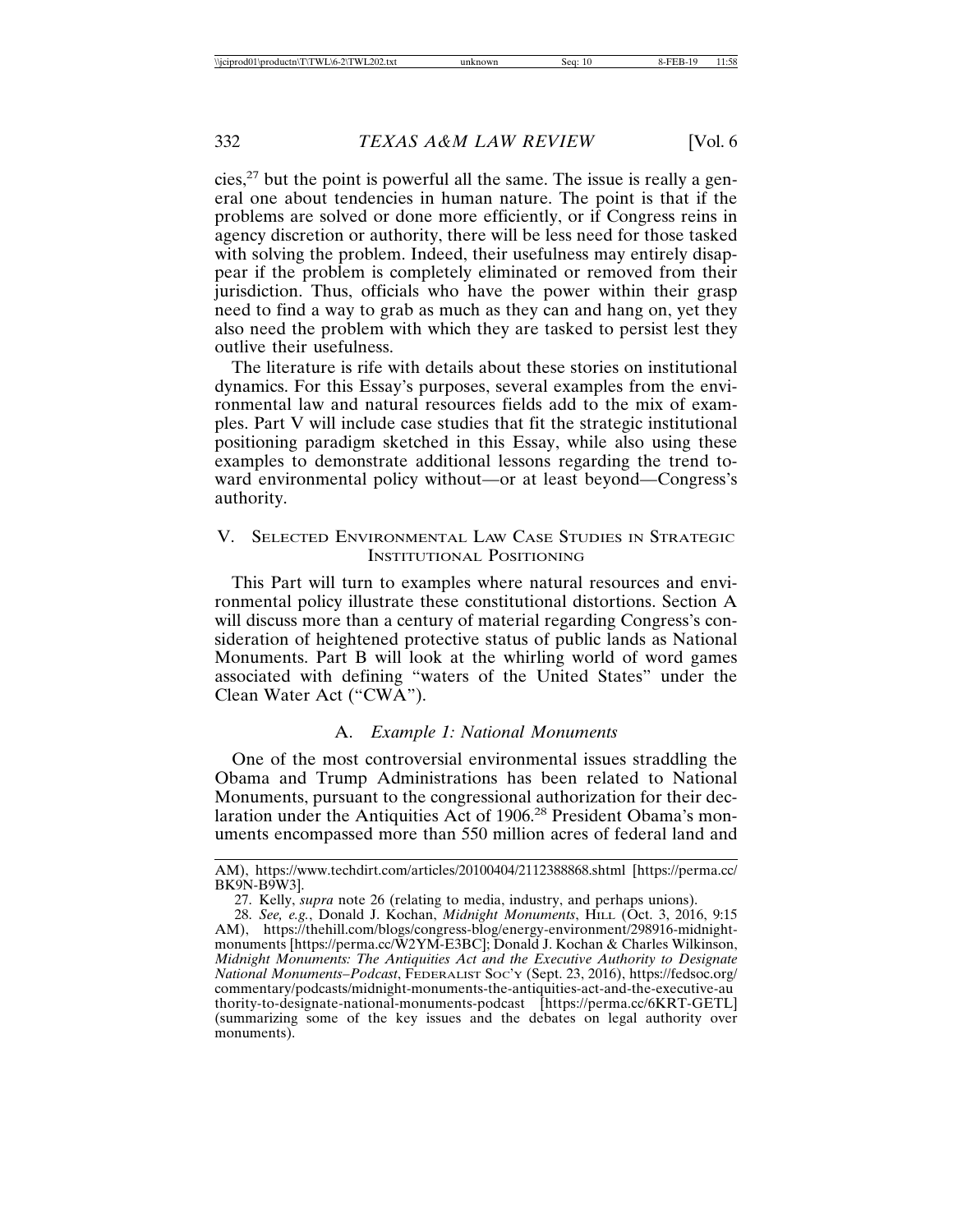cies,[27] but the point is powerful all the same. The issue is really a general one about tendencies in human nature. The point is that if the problems are solved or done more efficiently, or if Congress reins in agency discretion or authority, there will be less need for those tasked with solving the problem. Indeed, their usefulness may entirely disappear if the problem is completely eliminated or removed from their jurisdiction. Thus, officials who have the power within their grasp need to find a way to grab as much as they can and hang on, yet they also need the problem with which they are tasked to persist lest they outlive their usefulness.

The literature is rife with details about these stories on institutional dynamics. For this Essay's purposes, several examples from the environmental law and natural resources fields add to the mix of examples. Part V will include case studies that fit the strategic institutional positioning paradigm sketched in this Essay, while also using these examples to demonstrate additional lessons regarding the trend toward environmental policy without—or at least beyond—Congress's authority.

## V. Selected Environmental Law Case Studies in Strategic Institutional Positioning

This Part will turn to examples where natural resources and environmental policy illustrate these constitutional distortions. Section A will discuss more than a century of material regarding Congress's consideration of heightened protective status of public lands as National Monuments. Part B will look at the whirling world of word games associated with defining "waters of the United States" under the Clean Water Act ("CWA").

### A. *Example 1: National Monuments*

One of the most controversial environmental issues straddling the Obama and Trump Administrations has been related to National Monuments, pursuant to the congressional authorization for their declaration under the Antiquities Act of 1906.[28] President Obama's monuments encompassed more than 550 million acres of federal land and

---

AM), https://www.techdirt.com/articles/20100404/2112388868.shtml [https://perma.cc/BK9N-B9W3].

27. Kelly, *supra* note 26 (relating to media, industry, and perhaps unions).

28. *See, e.g.*, Donald J. Kochan, *Midnight Monuments*, Hill (Oct. 3, 2016, 9:15 AM), https://thehill.com/blogs/congress-blog/energy-environment/298916-midnight-monuments [https://perma.cc/W2YM-E3BC]; Donald J. Kochan & Charles Wilkinson, *Midnight Monuments: The Antiquities Act and the Executive Authority to Designate National Monuments–Podcast*, Federalist Soc'y (Sept. 23, 2016), https://fedsoc.org/commentary/podcasts/midnight-monuments-the-antiquities-act-and-the-executive-authority-to-designate-national-monuments-podcast [https://perma.cc/6KRT-GETL] (summarizing some of the key issues and the debates on legal authority over monuments).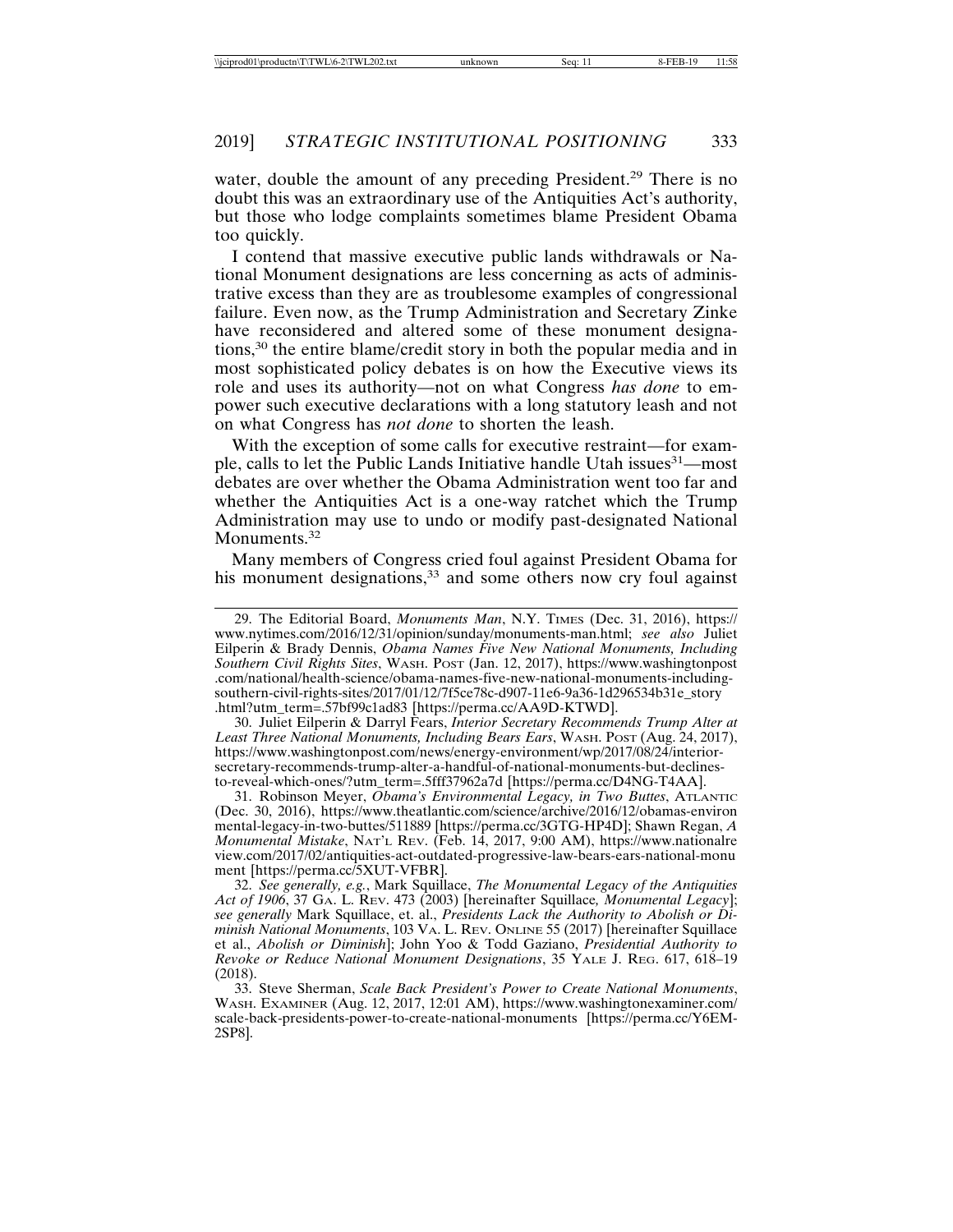water, double the amount of any preceding President.[29] There is no doubt this was an extraordinary use of the Antiquities Act's authority, but those who lodge complaints sometimes blame President Obama too quickly.

I contend that massive executive public lands withdrawals or National Monument designations are less concerning as acts of administrative excess than they are as troublesome examples of congressional failure. Even now, as the Trump Administration and Secretary Zinke have reconsidered and altered some of these monument designations,[30] the entire blame/credit story in both the popular media and in most sophisticated policy debates is on how the Executive views its role and uses its authority—not on what Congress *has done* to empower such executive declarations with a long statutory leash and not on what Congress has *not done* to shorten the leash.

With the exception of some calls for executive restraint—for example, calls to let the Public Lands Initiative handle Utah issues[31]—most debates are over whether the Obama Administration went too far and whether the Antiquities Act is a one-way ratchet which the Trump Administration may use to undo or modify past-designated National Monuments.[32]

Many members of Congress cried foul against President Obama for his monument designations,[33] and some others now cry foul against

---

29. The Editorial Board, *Monuments Man*, N.Y. TIMES (Dec. 31, 2016), https://www.nytimes.com/2016/12/31/opinion/sunday/monuments-man.html; *see also* Juliet Eilperin & Brady Dennis, *Obama Names Five New National Monuments, Including Southern Civil Rights Sites*, WASH. POST (Jan. 12, 2017), https://www.washingtonpost.com/national/health-science/obama-names-five-new-national-monuments-including-southern-civil-rights-sites/2017/01/12/7f5ce78c-d907-11e6-9a36-1d296534b31e_story.html?utm_term=.57bf99c1ad83 [https://perma.cc/AA9D-KTWD].

30. Juliet Eilperin & Darryl Fears, *Interior Secretary Recommends Trump Alter at Least Three National Monuments, Including Bears Ears*, WASH. POST (Aug. 24, 2017), https://www.washingtonpost.com/news/energy-environment/wp/2017/08/24/interior-secretary-recommends-trump-alter-a-handful-of-national-monuments-but-declines-to-reveal-which-ones/?utm_term=.5fff37962a7d [https://perma.cc/D4NG-T4AA].

31. Robinson Meyer, *Obama's Environmental Legacy, in Two Buttes*, ATLANTIC (Dec. 30, 2016), https://www.theatlantic.com/science/archive/2016/12/obamas-environmental-legacy-in-two-buttes/511889 [https://perma.cc/3GTG-HP4D]; Shawn Regan, *A Monumental Mistake*, NAT'L REV. (Feb. 14, 2017, 9:00 AM), https://www.nationalreview.com/2017/02/antiquities-act-outdated-progressive-law-bears-ears-national-monument [https://perma.cc/5XUT-VFBR].

32. *See generally, e.g.*, Mark Squillace, *The Monumental Legacy of the Antiquities Act of 1906*, 37 GA. L. REV. 473 (2003) [hereinafter Squillace*, Monumental Legacy*]; *see generally* Mark Squillace, et. al., *Presidents Lack the Authority to Abolish or Diminish National Monuments*, 103 VA. L. REV. ONLINE 55 (2017) [hereinafter Squillace et al., *Abolish or Diminish*]; John Yoo & Todd Gaziano, *Presidential Authority to Revoke or Reduce National Monument Designations*, 35 YALE J. REG. 617, 618–19 (2018).

33. Steve Sherman, *Scale Back President's Power to Create National Monuments*, WASH. EXAMINER (Aug. 12, 2017, 12:01 AM), https://www.washingtonexaminer.com/scale-back-presidents-power-to-create-national-monuments [https://perma.cc/Y6EM-2SP8].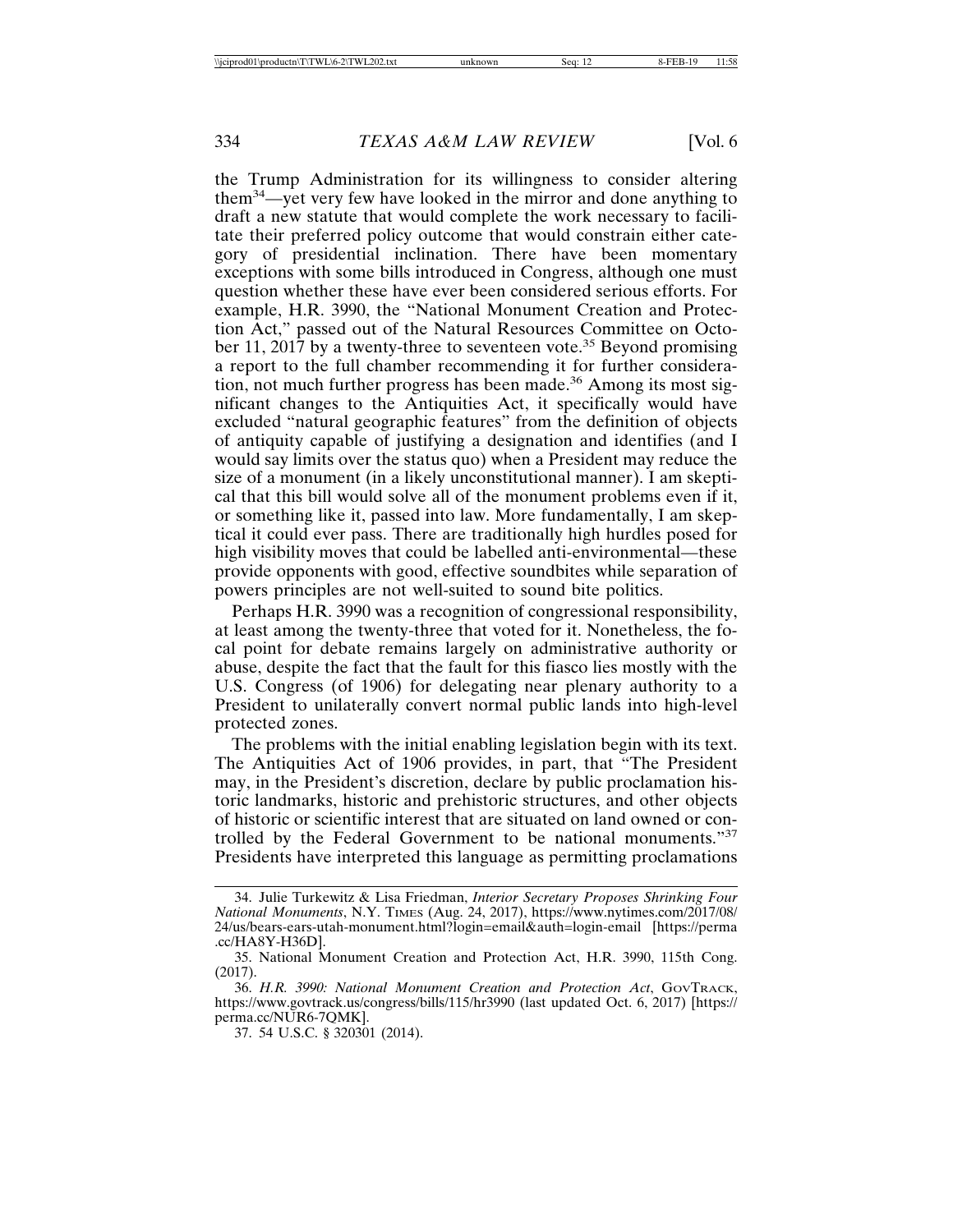the Trump Administration for its willingness to consider altering them[34]—yet very few have looked in the mirror and done anything to draft a new statute that would complete the work necessary to facilitate their preferred policy outcome that would constrain either category of presidential inclination. There have been momentary exceptions with some bills introduced in Congress, although one must question whether these have ever been considered serious efforts. For example, H.R. 3990, the "National Monument Creation and Protection Act," passed out of the Natural Resources Committee on October 11, 2017 by a twenty-three to seventeen vote.[35] Beyond promising a report to the full chamber recommending it for further consideration, not much further progress has been made.[36] Among its most significant changes to the Antiquities Act, it specifically would have excluded "natural geographic features" from the definition of objects of antiquity capable of justifying a designation and identifies (and I would say limits over the status quo) when a President may reduce the size of a monument (in a likely unconstitutional manner). I am skeptical that this bill would solve all of the monument problems even if it, or something like it, passed into law. More fundamentally, I am skeptical it could ever pass. There are traditionally high hurdles posed for high visibility moves that could be labelled anti-environmental—these provide opponents with good, effective soundbites while separation of powers principles are not well-suited to sound bite politics.

Perhaps H.R. 3990 was a recognition of congressional responsibility, at least among the twenty-three that voted for it. Nonetheless, the focal point for debate remains largely on administrative authority or abuse, despite the fact that the fault for this fiasco lies mostly with the U.S. Congress (of 1906) for delegating near plenary authority to a President to unilaterally convert normal public lands into high-level protected zones.

The problems with the initial enabling legislation begin with its text. The Antiquities Act of 1906 provides, in part, that "The President may, in the President's discretion, declare by public proclamation historic landmarks, historic and prehistoric structures, and other objects of historic or scientific interest that are situated on land owned or controlled by the Federal Government to be national monuments."[37] Presidents have interpreted this language as permitting proclamations

---

34. Julie Turkewitz & Lisa Friedman, *Interior Secretary Proposes Shrinking Four National Monuments*, N.Y. TIMES (Aug. 24, 2017), https://www.nytimes.com/2017/08/24/us/bears-ears-utah-monument.html?login=email&auth=login-email [https://perma.cc/HA8Y-H36D].

35. National Monument Creation and Protection Act, H.R. 3990, 115th Cong. (2017).

36. *H.R. 3990: National Monument Creation and Protection Act*, GOVTRACK, https://www.govtrack.us/congress/bills/115/hr3990 (last updated Oct. 6, 2017) [https://perma.cc/NUR6-7QMK].

37. 54 U.S.C. § 320301 (2014).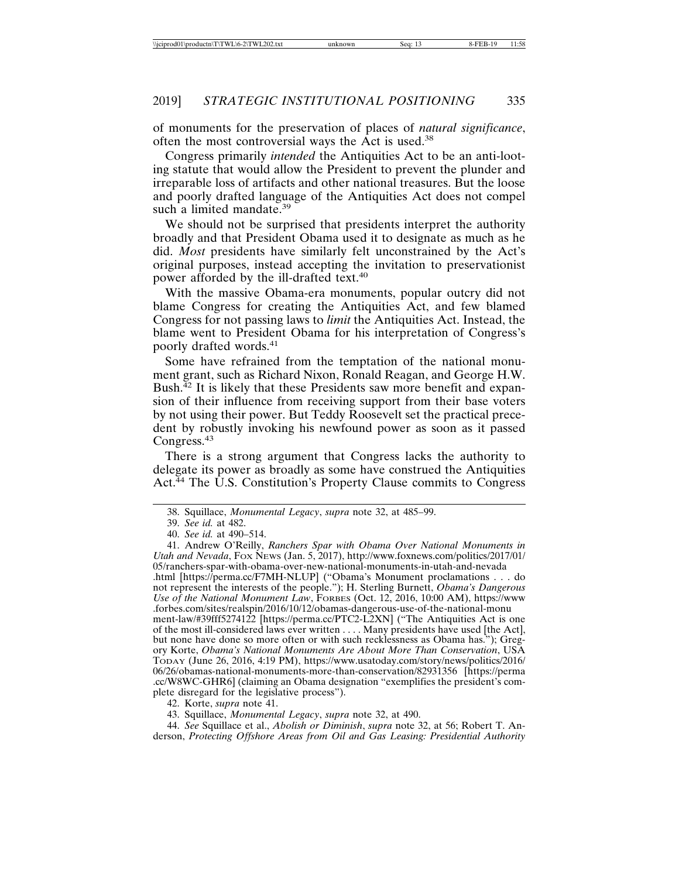of monuments for the preservation of places of *natural significance*, often the most controversial ways the Act is used.[38]

Congress primarily *intended* the Antiquities Act to be an anti-looting statute that would allow the President to prevent the plunder and irreparable loss of artifacts and other national treasures. But the loose and poorly drafted language of the Antiquities Act does not compel such a limited mandate.[39]

We should not be surprised that presidents interpret the authority broadly and that President Obama used it to designate as much as he did. *Most* presidents have similarly felt unconstrained by the Act's original purposes, instead accepting the invitation to preservationist power afforded by the ill-drafted text.[40]

With the massive Obama-era monuments, popular outcry did not blame Congress for creating the Antiquities Act, and few blamed Congress for not passing laws to *limit* the Antiquities Act. Instead, the blame went to President Obama for his interpretation of Congress's poorly drafted words.[41]

Some have refrained from the temptation of the national monument grant, such as Richard Nixon, Ronald Reagan, and George H.W. Bush.[42] It is likely that these Presidents saw more benefit and expansion of their influence from receiving support from their base voters by not using their power. But Teddy Roosevelt set the practical precedent by robustly invoking his newfound power as soon as it passed Congress.[43]

There is a strong argument that Congress lacks the authority to delegate its power as broadly as some have construed the Antiquities Act.[44] The U.S. Constitution's Property Clause commits to Congress

---

38. Squillace, *Monumental Legacy*, *supra* note 32, at 485–99.

39. *See id.* at 482.

40. *See id.* at 490–514.

41. Andrew O'Reilly, *Ranchers Spar with Obama Over National Monuments in Utah and Nevada*, FOX NEWS (Jan. 5, 2017), http://www.foxnews.com/politics/2017/01/05/ranchers-spar-with-obama-over-new-national-monuments-in-utah-and-nevada.html [https://perma.cc/F7MH-NLUP] ("Obama's Monument proclamations . . . do not represent the interests of the people."); H. Sterling Burnett, *Obama's Dangerous Use of the National Monument Law*, FORBES (Oct. 12, 2016, 10:00 AM), https://www.forbes.com/sites/realspin/2016/10/12/obamas-dangerous-use-of-the-national-monument-law/#39fff5274122 [https://perma.cc/PTC2-L2XN] ("The Antiquities Act is one of the most ill-considered laws ever written . . . . Many presidents have used [the Act], but none have done so more often or with such recklessness as Obama has."); Gregory Korte, *Obama's National Monuments Are About More Than Conservation*, USA TODAY (June 26, 2016, 4:19 PM), https://www.usatoday.com/story/news/politics/2016/06/26/obamas-national-monuments-more-than-conservation/82931356 [https://perma.cc/W8WC-GHR6] (claiming an Obama designation "exemplifies the president's complete disregard for the legislative process").

42. Korte, *supra* note 41.

43. Squillace, *Monumental Legacy*, *supra* note 32, at 490.

44. *See* Squillace et al., *Abolish or Diminish*, *supra* note 32, at 56; Robert T. Anderson, *Protecting Offshore Areas from Oil and Gas Leasing: Presidential Authority*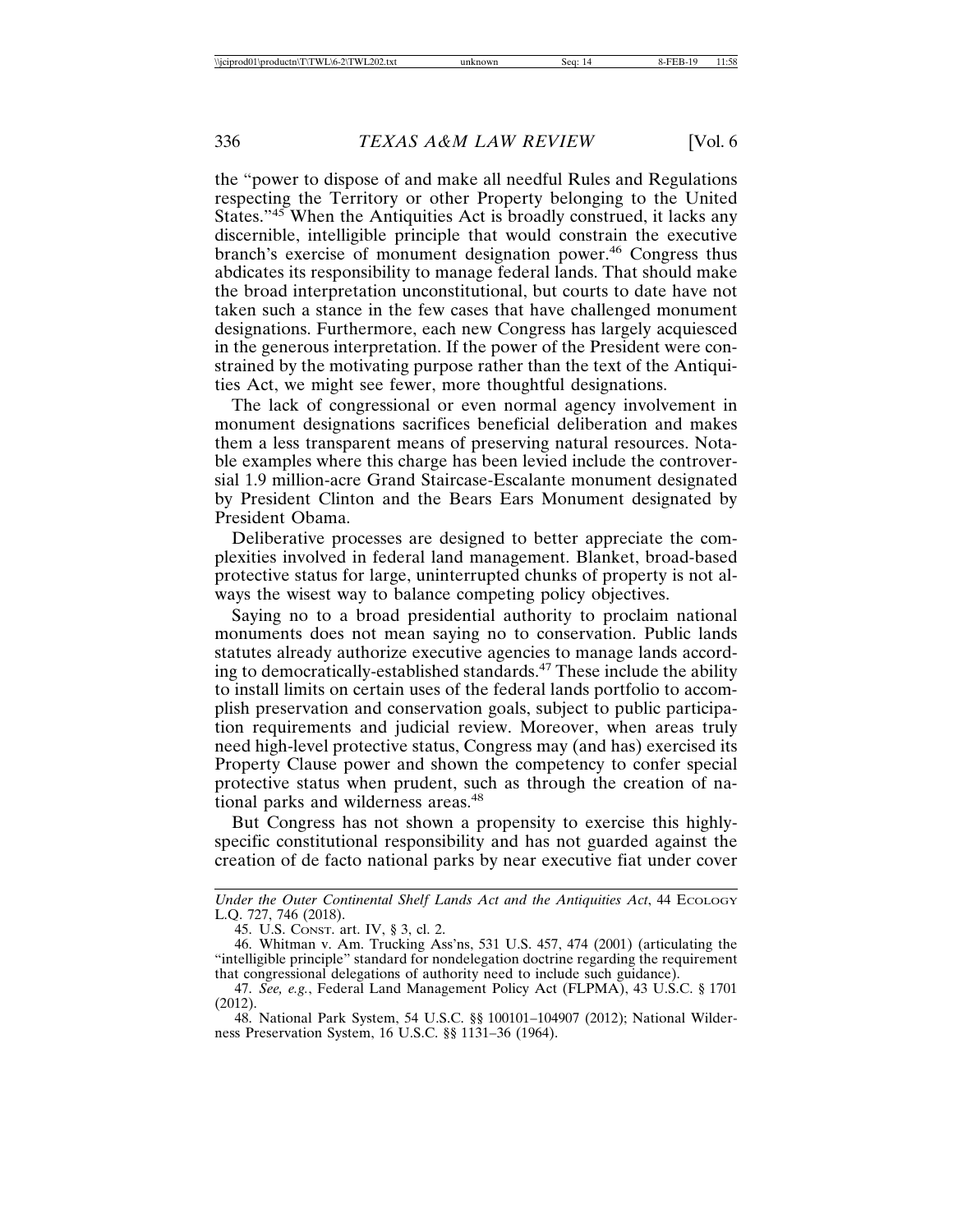the "power to dispose of and make all needful Rules and Regulations respecting the Territory or other Property belonging to the United States."[45] When the Antiquities Act is broadly construed, it lacks any discernible, intelligible principle that would constrain the executive branch's exercise of monument designation power.[46] Congress thus abdicates its responsibility to manage federal lands. That should make the broad interpretation unconstitutional, but courts to date have not taken such a stance in the few cases that have challenged monument designations. Furthermore, each new Congress has largely acquiesced in the generous interpretation. If the power of the President were constrained by the motivating purpose rather than the text of the Antiquities Act, we might see fewer, more thoughtful designations.

The lack of congressional or even normal agency involvement in monument designations sacrifices beneficial deliberation and makes them a less transparent means of preserving natural resources. Notable examples where this charge has been levied include the controversial 1.9 million-acre Grand Staircase-Escalante monument designated by President Clinton and the Bears Ears Monument designated by President Obama.

Deliberative processes are designed to better appreciate the complexities involved in federal land management. Blanket, broad-based protective status for large, uninterrupted chunks of property is not always the wisest way to balance competing policy objectives.

Saying no to a broad presidential authority to proclaim national monuments does not mean saying no to conservation. Public lands statutes already authorize executive agencies to manage lands according to democratically-established standards.[47] These include the ability to install limits on certain uses of the federal lands portfolio to accomplish preservation and conservation goals, subject to public participation requirements and judicial review. Moreover, when areas truly need high-level protective status, Congress may (and has) exercised its Property Clause power and shown the competency to confer special protective status when prudent, such as through the creation of national parks and wilderness areas.[48]

But Congress has not shown a propensity to exercise this highly-specific constitutional responsibility and has not guarded against the creation of de facto national parks by near executive fiat under cover

---

*Under the Outer Continental Shelf Lands Act and the Antiquities Act*, 44 ECOLOGY L.Q. 727, 746 (2018).

45. U.S. CONST. art. IV, § 3, cl. 2.

46. Whitman v. Am. Trucking Ass'ns, 531 U.S. 457, 474 (2001) (articulating the "intelligible principle" standard for nondelegation doctrine regarding the requirement that congressional delegations of authority need to include such guidance).

47. *See, e.g.*, Federal Land Management Policy Act (FLPMA), 43 U.S.C. § 1701 (2012).

48. National Park System, 54 U.S.C. §§ 100101–104907 (2012); National Wilderness Preservation System, 16 U.S.C. §§ 1131–36 (1964).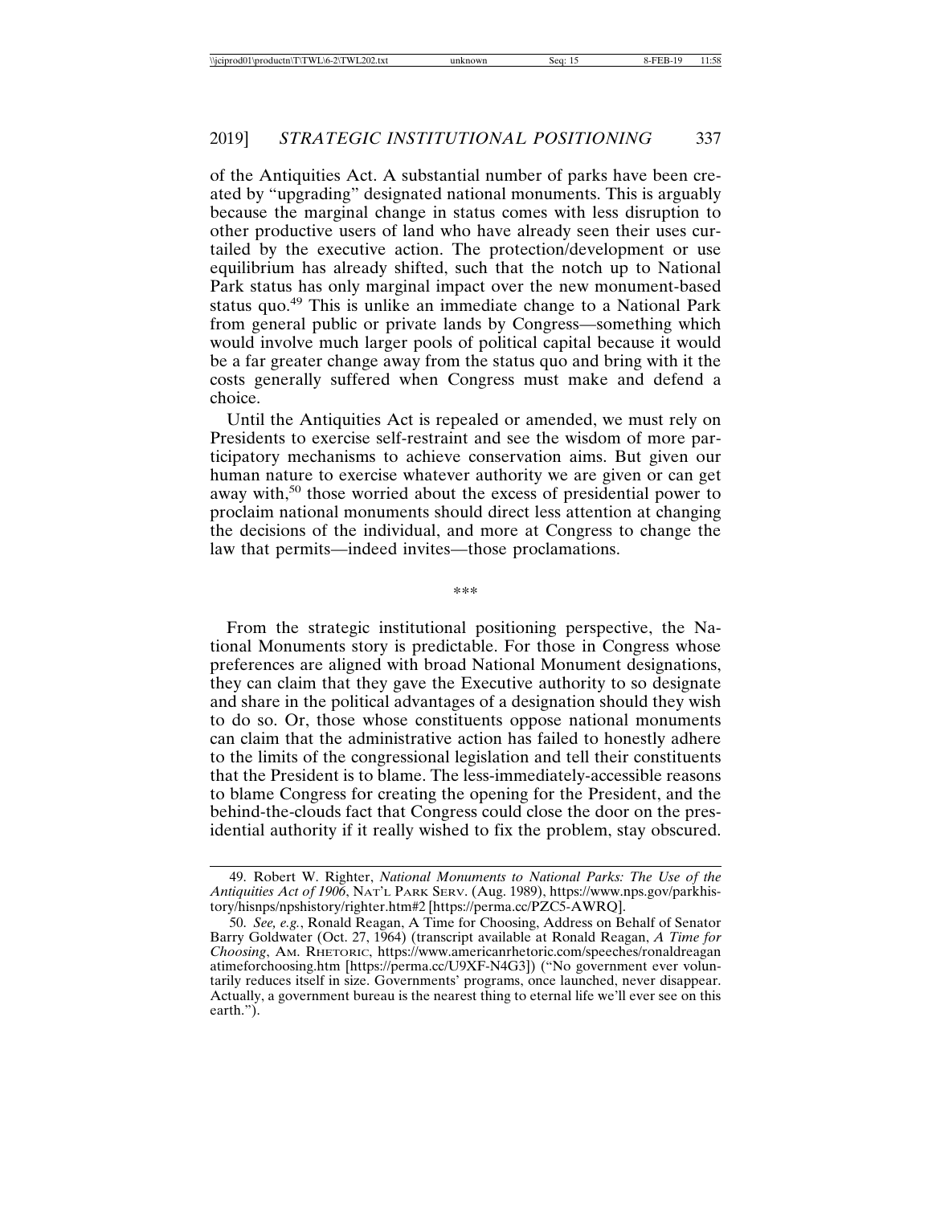of the Antiquities Act. A substantial number of parks have been created by "upgrading" designated national monuments. This is arguably because the marginal change in status comes with less disruption to other productive users of land who have already seen their uses curtailed by the executive action. The protection/development or use equilibrium has already shifted, such that the notch up to National Park status has only marginal impact over the new monument-based status quo.[49] This is unlike an immediate change to a National Park from general public or private lands by Congress—something which would involve much larger pools of political capital because it would be a far greater change away from the status quo and bring with it the costs generally suffered when Congress must make and defend a choice.

Until the Antiquities Act is repealed or amended, we must rely on Presidents to exercise self-restraint and see the wisdom of more participatory mechanisms to achieve conservation aims. But given our human nature to exercise whatever authority we are given or can get away with,[50] those worried about the excess of presidential power to proclaim national monuments should direct less attention at changing the decisions of the individual, and more at Congress to change the law that permits—indeed invites—those proclamations.

***

From the strategic institutional positioning perspective, the National Monuments story is predictable. For those in Congress whose preferences are aligned with broad National Monument designations, they can claim that they gave the Executive authority to so designate and share in the political advantages of a designation should they wish to do so. Or, those whose constituents oppose national monuments can claim that the administrative action has failed to honestly adhere to the limits of the congressional legislation and tell their constituents that the President is to blame. The less-immediately-accessible reasons to blame Congress for creating the opening for the President, and the behind-the-clouds fact that Congress could close the door on the presidential authority if it really wished to fix the problem, stay obscured.

---

49. Robert W. Righter, *National Monuments to National Parks: The Use of the Antiquities Act of 1906*, NAT'L PARK SERV. (Aug. 1989), https://www.nps.gov/parkhistory/hisnps/npshistory/righter.htm#2 [https://perma.cc/PZC5-AWRQ].

50. *See, e.g.*, Ronald Reagan, A Time for Choosing, Address on Behalf of Senator Barry Goldwater (Oct. 27, 1964) (transcript available at Ronald Reagan, *A Time for Choosing*, AM. RHETORIC, https://www.americanrhetoric.com/speeches/ronaldreaganatimeforchoosing.htm [https://perma.cc/U9XF-N4G3]) ("No government ever voluntarily reduces itself in size. Governments' programs, once launched, never disappear. Actually, a government bureau is the nearest thing to eternal life we'll ever see on this earth.").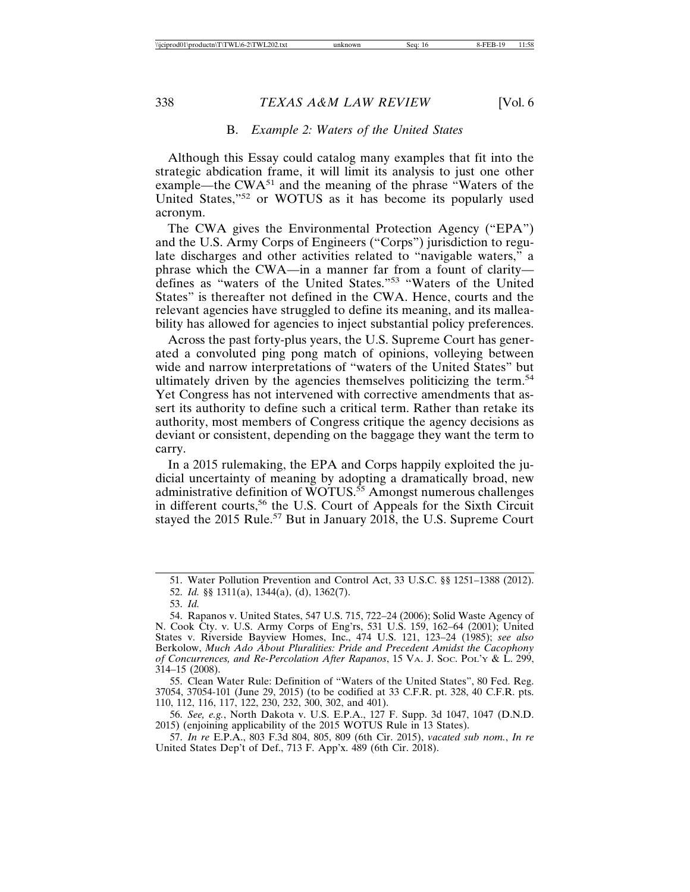### B. *Example 2: Waters of the United States*

Although this Essay could catalog many examples that fit into the strategic abdication frame, it will limit its analysis to just one other example—the CWA[51] and the meaning of the phrase "Waters of the United States,"[52] or WOTUS as it has become its popularly used acronym.

The CWA gives the Environmental Protection Agency ("EPA") and the U.S. Army Corps of Engineers ("Corps") jurisdiction to regulate discharges and other activities related to "navigable waters," a phrase which the CWA—in a manner far from a fount of clarity—defines as "waters of the United States."[53] "Waters of the United States" is thereafter not defined in the CWA. Hence, courts and the relevant agencies have struggled to define its meaning, and its malleability has allowed for agencies to inject substantial policy preferences.

Across the past forty-plus years, the U.S. Supreme Court has generated a convoluted ping pong match of opinions, volleying between wide and narrow interpretations of "waters of the United States" but ultimately driven by the agencies themselves politicizing the term.[54] Yet Congress has not intervened with corrective amendments that assert its authority to define such a critical term. Rather than retake its authority, most members of Congress critique the agency decisions as deviant or consistent, depending on the baggage they want the term to carry.

In a 2015 rulemaking, the EPA and Corps happily exploited the judicial uncertainty of meaning by adopting a dramatically broad, new administrative definition of WOTUS.[55] Amongst numerous challenges in different courts,[56] the U.S. Court of Appeals for the Sixth Circuit stayed the 2015 Rule.[57] But in January 2018, the U.S. Supreme Court

---

51. Water Pollution Prevention and Control Act, 33 U.S.C. §§ 1251–1388 (2012).

52. *Id.* §§ 1311(a), 1344(a), (d), 1362(7).

53. *Id.*

54. Rapanos v. United States, 547 U.S. 715, 722–24 (2006); Solid Waste Agency of N. Cook Cty. v. U.S. Army Corps of Eng'rs, 531 U.S. 159, 162–64 (2001); United States v. Riverside Bayview Homes, Inc., 474 U.S. 121, 123–24 (1985); *see also* Berkolow, *Much Ado About Pluralities: Pride and Precedent Amidst the Cacophony of Concurrences, and Re-Percolation After Rapanos*, 15 VA. J. SOC. POL'Y & L. 299, 314–15 (2008).

55. Clean Water Rule: Definition of "Waters of the United States", 80 Fed. Reg. 37054, 37054-101 (June 29, 2015) (to be codified at 33 C.F.R. pt. 328, 40 C.F.R. pts. 110, 112, 116, 117, 122, 230, 232, 300, 302, and 401).

56. *See, e.g.*, North Dakota v. U.S. E.P.A., 127 F. Supp. 3d 1047, 1047 (D.N.D. 2015) (enjoining applicability of the 2015 WOTUS Rule in 13 States).

57. *In re* E.P.A., 803 F.3d 804, 805, 809 (6th Cir. 2015), *vacated sub nom.*, *In re* United States Dep't of Def., 713 F. App'x. 489 (6th Cir. 2018).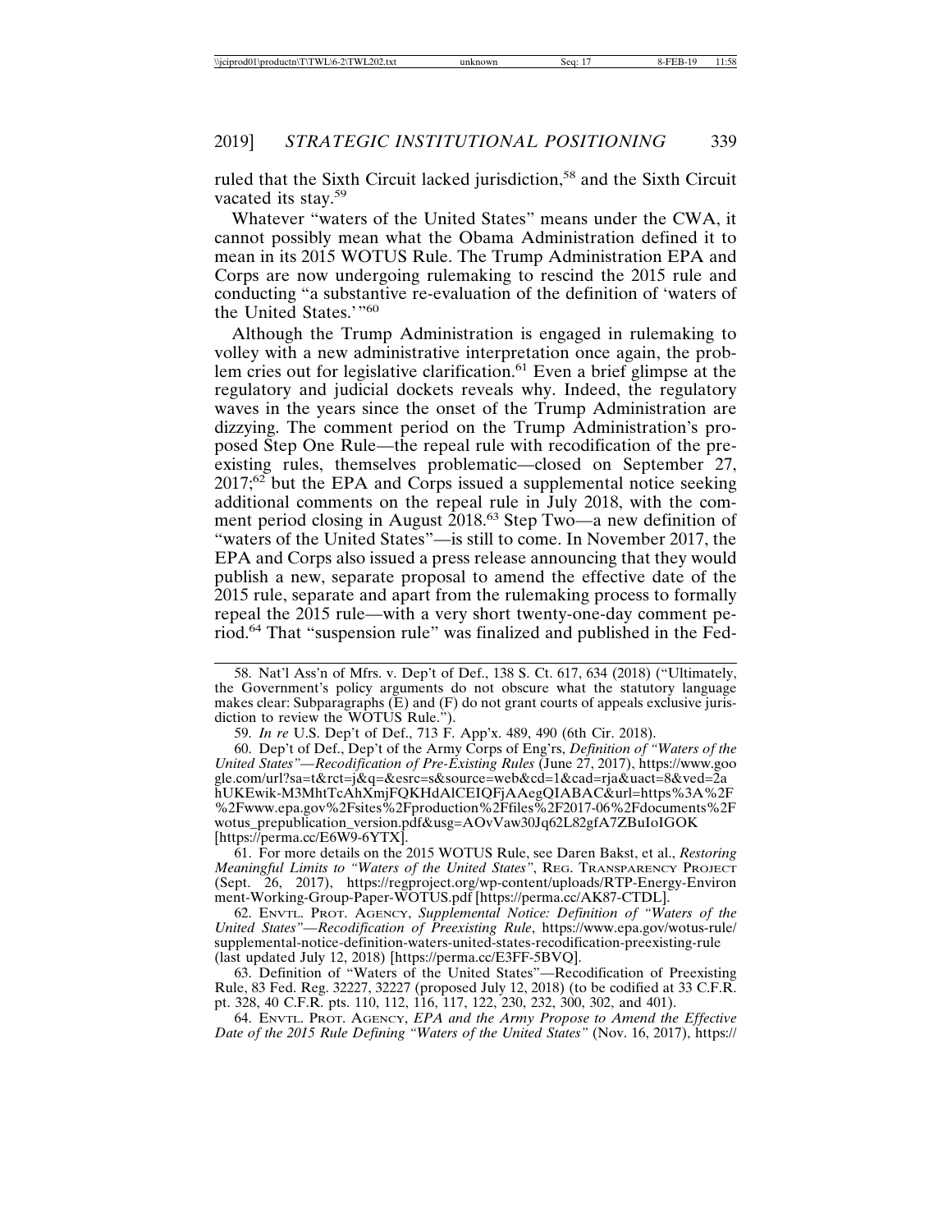ruled that the Sixth Circuit lacked jurisdiction,[58] and the Sixth Circuit vacated its stay.[59]

Whatever "waters of the United States" means under the CWA, it cannot possibly mean what the Obama Administration defined it to mean in its 2015 WOTUS Rule. The Trump Administration EPA and Corps are now undergoing rulemaking to rescind the 2015 rule and conducting "a substantive re-evaluation of the definition of 'waters of the United States.'"[60]

Although the Trump Administration is engaged in rulemaking to volley with a new administrative interpretation once again, the problem cries out for legislative clarification.[61] Even a brief glimpse at the regulatory and judicial dockets reveals why. Indeed, the regulatory waves in the years since the onset of the Trump Administration are dizzying. The comment period on the Trump Administration's proposed Step One Rule—the repeal rule with recodification of the preexisting rules, themselves problematic—closed on September 27, 2017;[62] but the EPA and Corps issued a supplemental notice seeking additional comments on the repeal rule in July 2018, with the comment period closing in August 2018.[63] Step Two—a new definition of "waters of the United States"—is still to come. In November 2017, the EPA and Corps also issued a press release announcing that they would publish a new, separate proposal to amend the effective date of the 2015 rule, separate and apart from the rulemaking process to formally repeal the 2015 rule—with a very short twenty-one-day comment period.[64] That "suspension rule" was finalized and published in the Fed-

---

58. Nat'l Ass'n of Mfrs. v. Dep't of Def., 138 S. Ct. 617, 634 (2018) ("Ultimately, the Government's policy arguments do not obscure what the statutory language makes clear: Subparagraphs (E) and (F) do not grant courts of appeals exclusive jurisdiction to review the WOTUS Rule.").

59. *In re* U.S. Dep't of Def., 713 F. App'x. 489, 490 (6th Cir. 2018).

60. Dep't of Def., Dep't of the Army Corps of Eng'rs, *Definition of "Waters of the United States"—Recodification of Pre-Existing Rules* (June 27, 2017), https://www.google.com/url?sa=t&rct=j&q=&esrc=s&source=web&cd=1&cad=rja&uact=8&ved=2ahUKEwik-M3MhtTcAhXmjFQKHdAlCEIQFjAAegQIABAC&url=https%3A%2F%2Fwww.epa.gov%2Fsites%2Fproduction%2Ffiles%2F2017-06%2Fdocuments%2Fwotus_prepublication_version.pdf&usg=AOvVaw30Jq62L82gfA7ZBuIoIGOK [https://perma.cc/E6W9-6YTX].

61. For more details on the 2015 WOTUS Rule, see Daren Bakst, et al., *Restoring Meaningful Limits to "Waters of the United States"*, REG. TRANSPARENCY PROJECT (Sept. 26, 2017), https://regproject.org/wp-content/uploads/RTP-Energy-Environment-Working-Group-Paper-WOTUS.pdf [https://perma.cc/AK87-CTDL].

62. ENVTL. PROT. AGENCY, *Supplemental Notice: Definition of "Waters of the United States"—Recodification of Preexisting Rule*, https://www.epa.gov/wotus-rule/supplemental-notice-definition-waters-united-states-recodification-preexisting-rule (last updated July 12, 2018) [https://perma.cc/E3FF-5BVQ].

63. Definition of "Waters of the United States"—Recodification of Preexisting Rule, 83 Fed. Reg. 32227, 32227 (proposed July 12, 2018) (to be codified at 33 C.F.R. pt. 328, 40 C.F.R. pts. 110, 112, 116, 117, 122, 230, 232, 300, 302, and 401).

64. ENVTL. PROT. AGENCY, *EPA and the Army Propose to Amend the Effective Date of the 2015 Rule Defining "Waters of the United States"* (Nov. 16, 2017), https://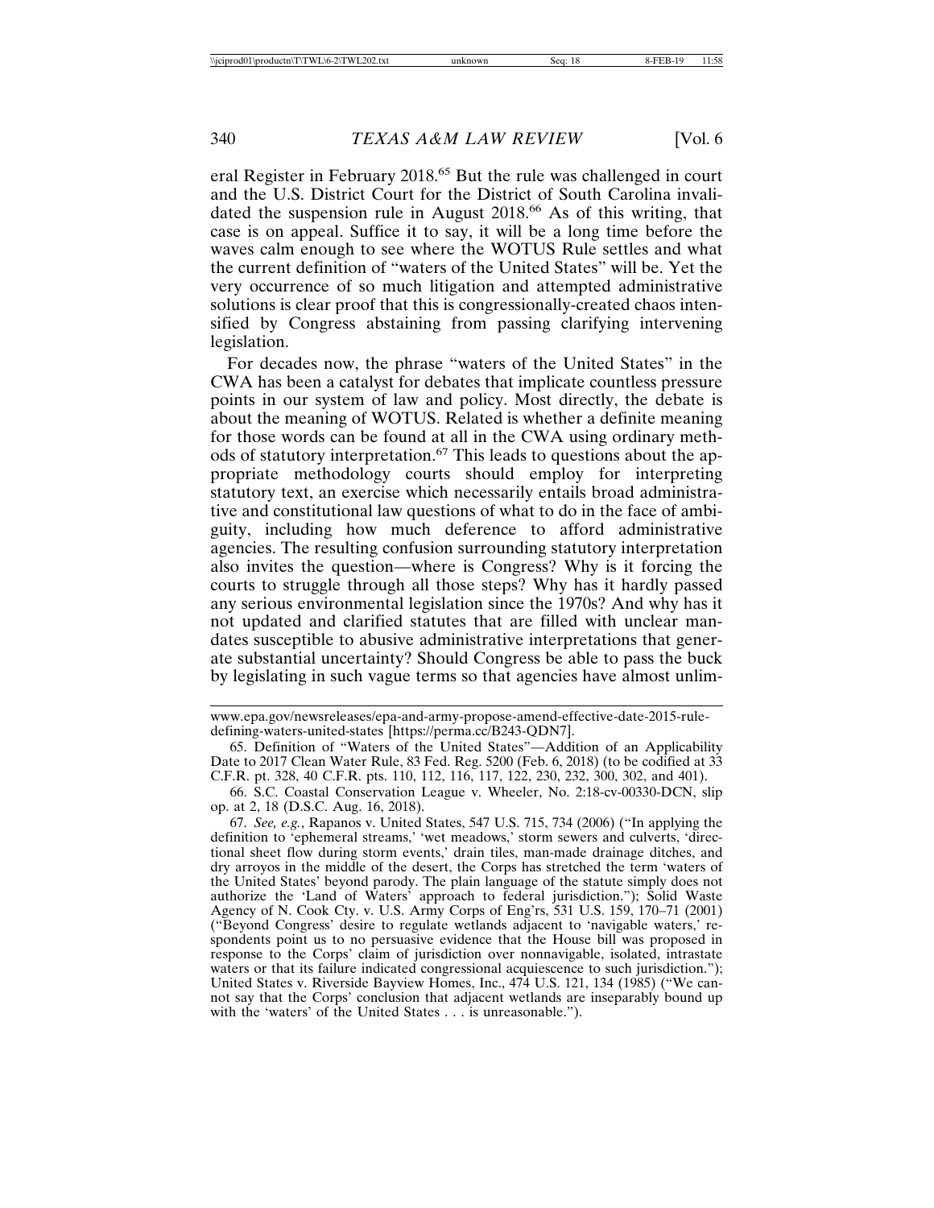eral Register in February 2018.[65] But the rule was challenged in court and the U.S. District Court for the District of South Carolina invalidated the suspension rule in August 2018.[66] As of this writing, that case is on appeal. Suffice it to say, it will be a long time before the waves calm enough to see where the WOTUS Rule settles and what the current definition of "waters of the United States" will be. Yet the very occurrence of so much litigation and attempted administrative solutions is clear proof that this is congressionally-created chaos intensified by Congress abstaining from passing clarifying intervening legislation.

For decades now, the phrase "waters of the United States" in the CWA has been a catalyst for debates that implicate countless pressure points in our system of law and policy. Most directly, the debate is about the meaning of WOTUS. Related is whether a definite meaning for those words can be found at all in the CWA using ordinary methods of statutory interpretation.[67] This leads to questions about the appropriate methodology courts should employ for interpreting statutory text, an exercise which necessarily entails broad administrative and constitutional law questions of what to do in the face of ambiguity, including how much deference to afford administrative agencies. The resulting confusion surrounding statutory interpretation also invites the question—where is Congress? Why is it forcing the courts to struggle through all those steps? Why has it hardly passed any serious environmental legislation since the 1970s? And why has it not updated and clarified statutes that are filled with unclear mandates susceptible to abusive administrative interpretations that generate substantial uncertainty? Should Congress be able to pass the buck by legislating in such vague terms so that agencies have almost unlim-

---

www.epa.gov/newsreleases/epa-and-army-propose-amend-effective-date-2015-rule-defining-waters-united-states [https://perma.cc/B243-QDN7].

65. Definition of "Waters of the United States"—Addition of an Applicability Date to 2017 Clean Water Rule, 83 Fed. Reg. 5200 (Feb. 6, 2018) (to be codified at 33 C.F.R. pt. 328, 40 C.F.R. pts. 110, 112, 116, 117, 122, 230, 232, 300, 302, and 401).

66. S.C. Coastal Conservation League v. Wheeler, No. 2:18-cv-00330-DCN, slip op. at 2, 18 (D.S.C. Aug. 16, 2018).

67. *See, e.g.*, Rapanos v. United States, 547 U.S. 715, 734 (2006) ("In applying the definition to 'ephemeral streams,' 'wet meadows,' storm sewers and culverts, 'directional sheet flow during storm events,' drain tiles, man-made drainage ditches, and dry arroyos in the middle of the desert, the Corps has stretched the term 'waters of the United States' beyond parody. The plain language of the statute simply does not authorize the 'Land of Waters' approach to federal jurisdiction."); Solid Waste Agency of N. Cook Cty. v. U.S. Army Corps of Eng'rs, 531 U.S. 159, 170–71 (2001) ("Beyond Congress' desire to regulate wetlands adjacent to 'navigable waters,' respondents point us to no persuasive evidence that the House bill was proposed in response to the Corps' claim of jurisdiction over nonnavigable, isolated, intrastate waters or that its failure indicated congressional acquiescence to such jurisdiction."); United States v. Riverside Bayview Homes, Inc., 474 U.S. 121, 134 (1985) ("We cannot say that the Corps' conclusion that adjacent wetlands are inseparably bound up with the 'waters' of the United States . . . is unreasonable.").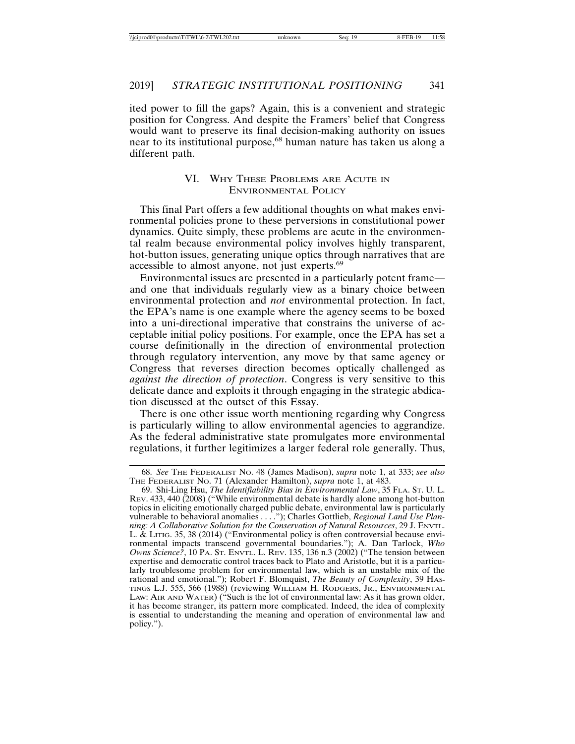ited power to fill the gaps? Again, this is a convenient and strategic position for Congress. And despite the Framers' belief that Congress would want to preserve its final decision-making authority on issues near to its institutional purpose,[68] human nature has taken us along a different path.

## VI. Why These Problems are Acute in Environmental Policy

This final Part offers a few additional thoughts on what makes environmental policies prone to these perversions in constitutional power dynamics. Quite simply, these problems are acute in the environmental realm because environmental policy involves highly transparent, hot-button issues, generating unique optics through narratives that are accessible to almost anyone, not just experts.[69]

Environmental issues are presented in a particularly potent frame—and one that individuals regularly view as a binary choice between environmental protection and *not* environmental protection. In fact, the EPA's name is one example where the agency seems to be boxed into a uni-directional imperative that constrains the universe of acceptable initial policy positions. For example, once the EPA has set a course definitionally in the direction of environmental protection through regulatory intervention, any move by that same agency or Congress that reverses direction becomes optically challenged as *against the direction of protection*. Congress is very sensitive to this delicate dance and exploits it through engaging in the strategic abdication discussed at the outset of this Essay.

There is one other issue worth mentioning regarding why Congress is particularly willing to allow environmental agencies to aggrandize. As the federal administrative state promulgates more environmental regulations, it further legitimizes a larger federal role generally. Thus,

---

68. *See* The Federalist No. 48 (James Madison), *supra* note 1, at 333; *see also* The Federalist No. 71 (Alexander Hamilton), *supra* note 1, at 483.

69. Shi-Ling Hsu, *The Identifiability Bias in Environmental Law*, 35 Fla. St. U. L. Rev. 433, 440 (2008) ("While environmental debate is hardly alone among hot-button topics in eliciting emotionally charged public debate, environmental law is particularly vulnerable to behavioral anomalies . . . ."); Charles Gottlieb, *Regional Land Use Planning: A Collaborative Solution for the Conservation of Natural Resources*, 29 J. Envtl. L. & Litig. 35, 38 (2014) ("Environmental policy is often controversial because environmental impacts transcend governmental boundaries."); A. Dan Tarlock, *Who Owns Science?*, 10 Pa. St. Envtl. L. Rev. 135, 136 n.3 (2002) ("The tension between expertise and democratic control traces back to Plato and Aristotle, but it is a particularly troublesome problem for environmental law, which is an unstable mix of the rational and emotional."); Robert F. Blomquist, *The Beauty of Complexity*, 39 Hastings L.J. 555, 566 (1988) (reviewing William H. Rodgers, Jr., Environmental Law: Air and Water) ("Such is the lot of environmental law: As it has grown older, it has become stranger, its pattern more complicated. Indeed, the idea of complexity is essential to understanding the meaning and operation of environmental law and policy.").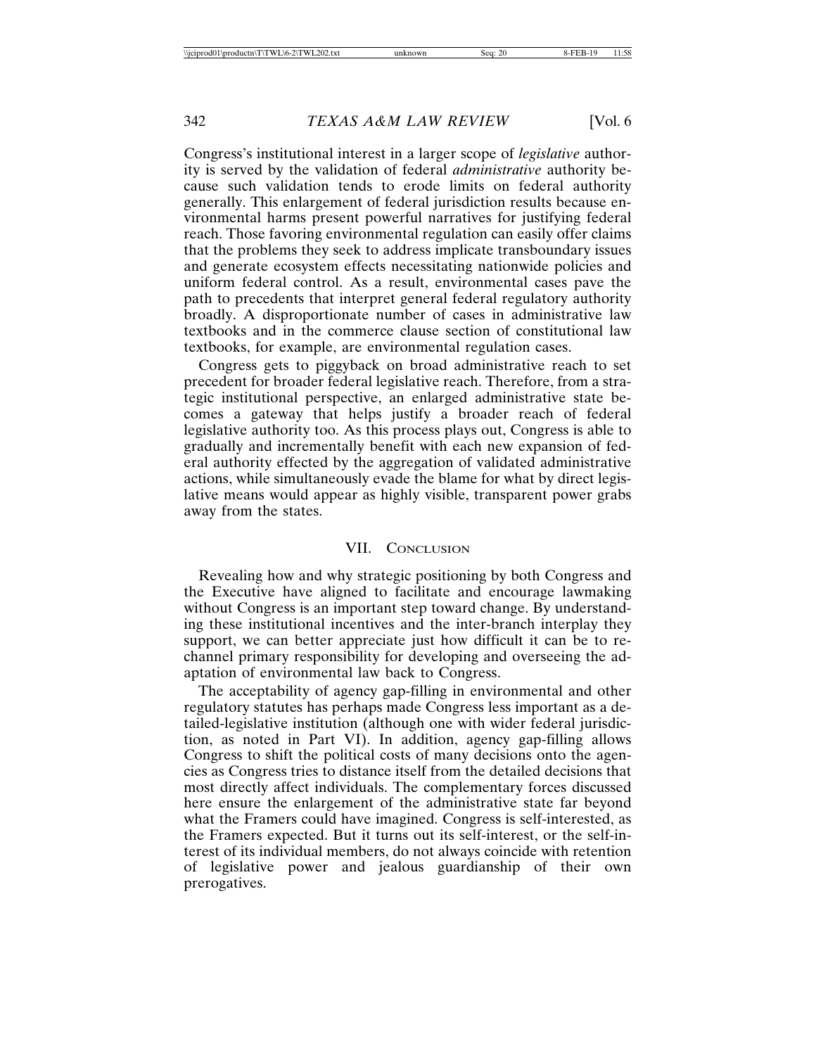Congress's institutional interest in a larger scope of *legislative* authority is served by the validation of federal *administrative* authority because such validation tends to erode limits on federal authority generally. This enlargement of federal jurisdiction results because environmental harms present powerful narratives for justifying federal reach. Those favoring environmental regulation can easily offer claims that the problems they seek to address implicate transboundary issues and generate ecosystem effects necessitating nationwide policies and uniform federal control. As a result, environmental cases pave the path to precedents that interpret general federal regulatory authority broadly. A disproportionate number of cases in administrative law textbooks and in the commerce clause section of constitutional law textbooks, for example, are environmental regulation cases.

Congress gets to piggyback on broad administrative reach to set precedent for broader federal legislative reach. Therefore, from a strategic institutional perspective, an enlarged administrative state becomes a gateway that helps justify a broader reach of federal legislative authority too. As this process plays out, Congress is able to gradually and incrementally benefit with each new expansion of federal authority effected by the aggregation of validated administrative actions, while simultaneously evade the blame for what by direct legislative means would appear as highly visible, transparent power grabs away from the states.

## VII. Conclusion

Revealing how and why strategic positioning by both Congress and the Executive have aligned to facilitate and encourage lawmaking without Congress is an important step toward change. By understanding these institutional incentives and the inter-branch interplay they support, we can better appreciate just how difficult it can be to re-channel primary responsibility for developing and overseeing the adaptation of environmental law back to Congress.

The acceptability of agency gap-filling in environmental and other regulatory statutes has perhaps made Congress less important as a detailed-legislative institution (although one with wider federal jurisdiction, as noted in Part VI). In addition, agency gap-filling allows Congress to shift the political costs of many decisions onto the agencies as Congress tries to distance itself from the detailed decisions that most directly affect individuals. The complementary forces discussed here ensure the enlargement of the administrative state far beyond what the Framers could have imagined. Congress is self-interested, as the Framers expected. But it turns out its self-interest, or the self-interest of its individual members, do not always coincide with retention of legislative power and jealous guardianship of their own prerogatives.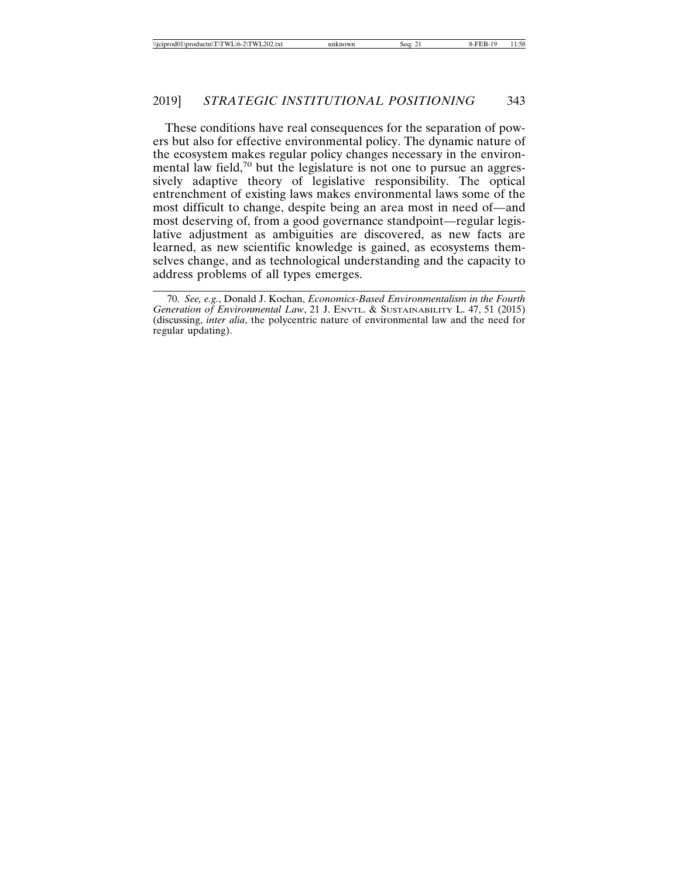These conditions have real consequences for the separation of powers but also for effective environmental policy. The dynamic nature of the ecosystem makes regular policy changes necessary in the environmental law field,[70] but the legislature is not one to pursue an aggressively adaptive theory of legislative responsibility. The optical entrenchment of existing laws makes environmental laws some of the most difficult to change, despite being an area most in need of—and most deserving of, from a good governance standpoint—regular legislative adjustment as ambiguities are discovered, as new facts are learned, as new scientific knowledge is gained, as ecosystems themselves change, and as technological understanding and the capacity to address problems of all types emerges.

---

70. *See, e.g.*, Donald J. Kochan, *Economics-Based Environmentalism in the Fourth Generation of Environmental Law*, 21 J. ENVTL. & SUSTAINABILITY L. 47, 51 (2015) (discussing, *inter alia*, the polycentric nature of environmental law and the need for regular updating).